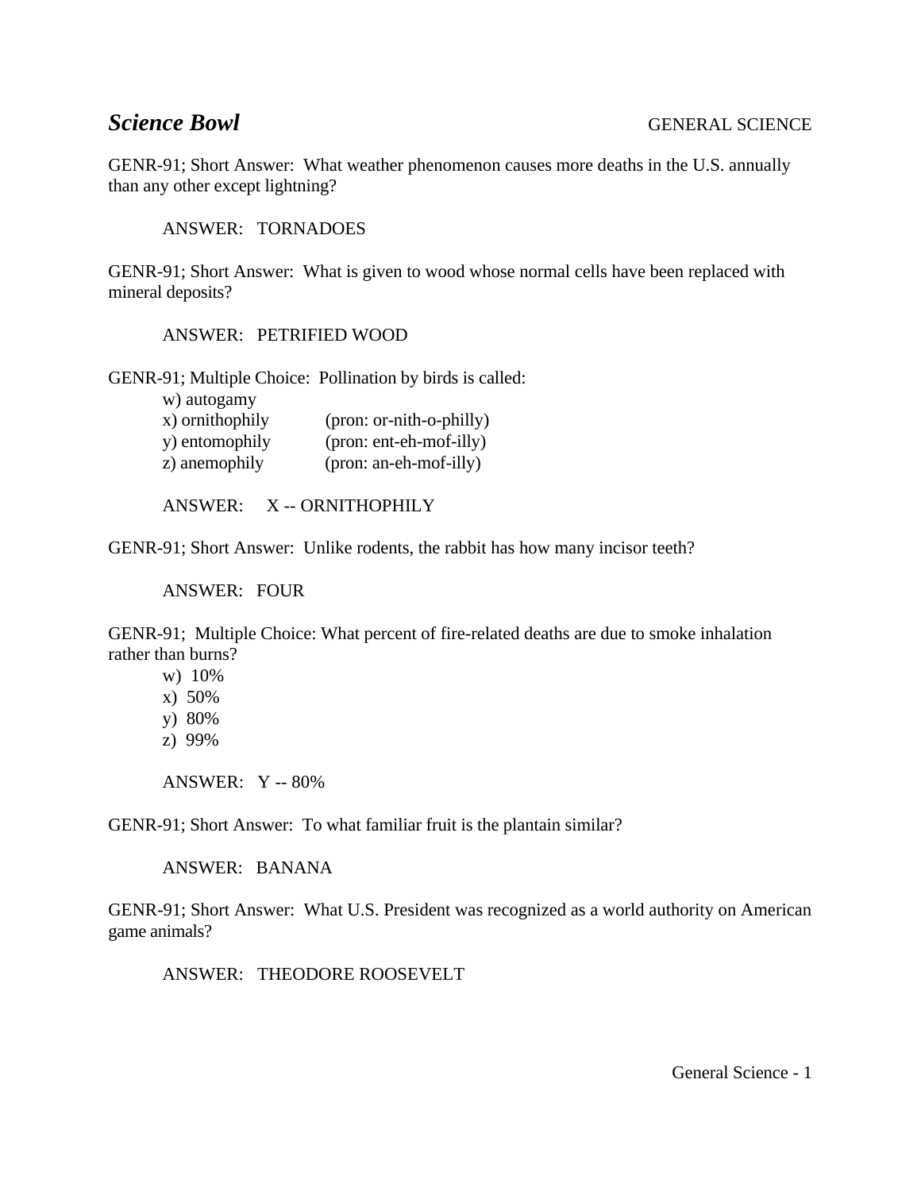***Science Bowl*** GENERAL SCIENCE

GENR-91; Short Answer: What weather phenomenon causes more deaths in the U.S. annually than any other except lightning?

ANSWER: TORNADOES

GENR-91; Short Answer: What is given to wood whose normal cells have been replaced with mineral deposits?

ANSWER: PETRIFIED WOOD

GENR-91; Multiple Choice: Pollination by birds is called:

w) autogamy
x) ornithophily (pron: or-nith-o-philly)
y) entomophily (pron: ent-eh-mof-illy)
z) anemophily (pron: an-eh-mof-illy)

ANSWER: X -- ORNITHOPHILY

GENR-91; Short Answer: Unlike rodents, the rabbit has how many incisor teeth?

ANSWER: FOUR

GENR-91; Multiple Choice: What percent of fire-related deaths are due to smoke inhalation rather than burns?

w) 10%
x) 50%
y) 80%
z) 99%

ANSWER: Y -- 80%

GENR-91; Short Answer: To what familiar fruit is the plantain similar?

ANSWER: BANANA

GENR-91; Short Answer: What U.S. President was recognized as a world authority on American game animals?

ANSWER: THEODORE ROOSEVELT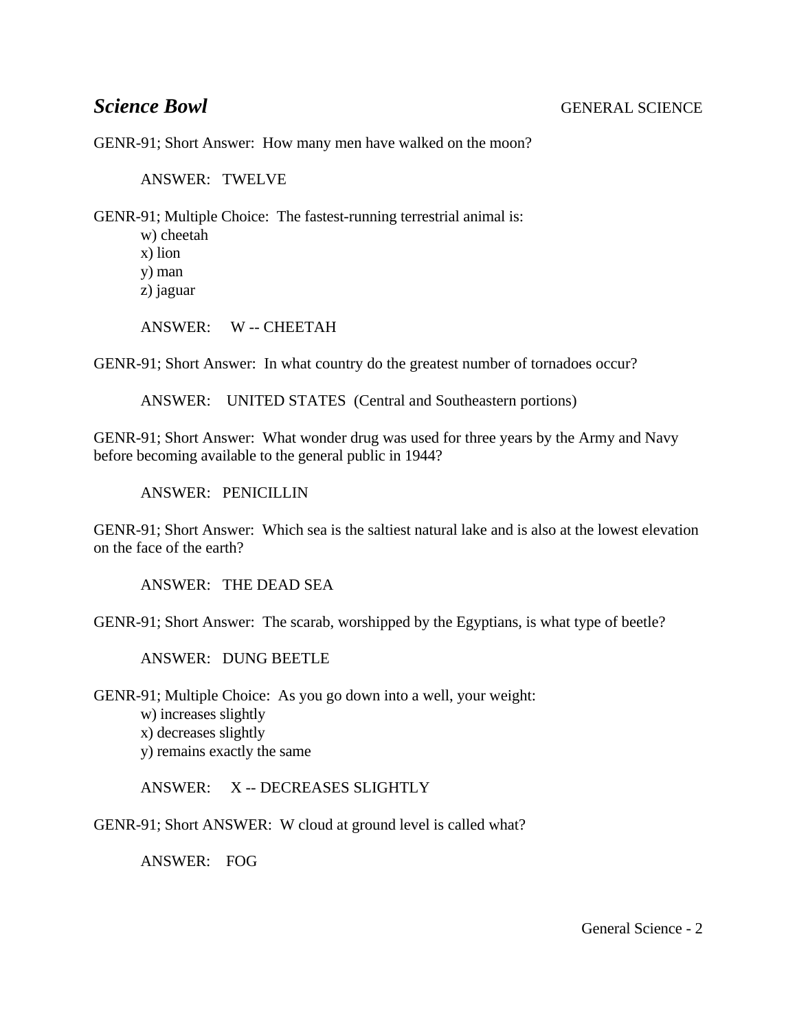# *Science Bowl* GENERAL SCIENCE

GENR-91; Short Answer: How many men have walked on the moon?

ANSWER: TWELVE

GENR-91; Multiple Choice: The fastest-running terrestrial animal is:

w) cheetah
x) lion
y) man
z) jaguar

ANSWER: W -- CHEETAH

GENR-91; Short Answer: In what country do the greatest number of tornadoes occur?

ANSWER: UNITED STATES (Central and Southeastern portions)

GENR-91; Short Answer: What wonder drug was used for three years by the Army and Navy before becoming available to the general public in 1944?

ANSWER: PENICILLIN

GENR-91; Short Answer: Which sea is the saltiest natural lake and is also at the lowest elevation on the face of the earth?

ANSWER: THE DEAD SEA

GENR-91; Short Answer: The scarab, worshipped by the Egyptians, is what type of beetle?

ANSWER: DUNG BEETLE

GENR-91; Multiple Choice: As you go down into a well, your weight:

w) increases slightly
x) decreases slightly
y) remains exactly the same

ANSWER: X -- DECREASES SLIGHTLY

GENR-91; Short ANSWER: W cloud at ground level is called what?

ANSWER: FOG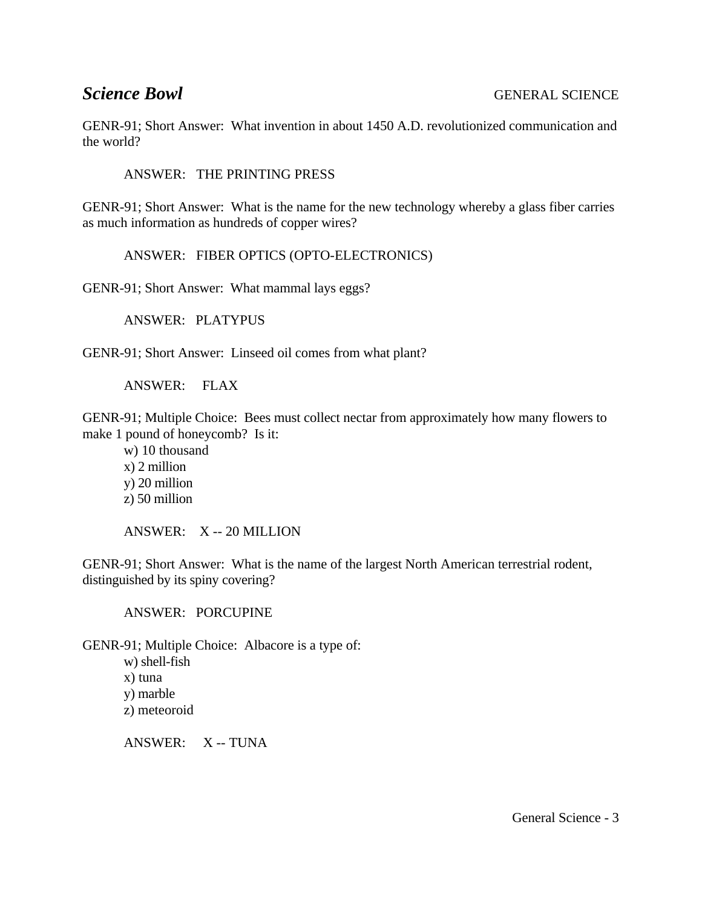## *Science Bowl* GENERAL SCIENCE

GENR-91; Short Answer: What invention in about 1450 A.D. revolutionized communication and the world?

ANSWER: THE PRINTING PRESS

GENR-91; Short Answer: What is the name for the new technology whereby a glass fiber carries as much information as hundreds of copper wires?

ANSWER: FIBER OPTICS (OPTO-ELECTRONICS)

GENR-91; Short Answer: What mammal lays eggs?

ANSWER: PLATYPUS

GENR-91; Short Answer: Linseed oil comes from what plant?

ANSWER: FLAX

GENR-91; Multiple Choice: Bees must collect nectar from approximately how many flowers to make 1 pound of honeycomb? Is it:

w) 10 thousand
x) 2 million
y) 20 million
z) 50 million

ANSWER: X -- 20 MILLION

GENR-91; Short Answer: What is the name of the largest North American terrestrial rodent, distinguished by its spiny covering?

ANSWER: PORCUPINE

GENR-91; Multiple Choice: Albacore is a type of:

w) shell-fish
x) tuna
y) marble
z) meteoroid

ANSWER: X -- TUNA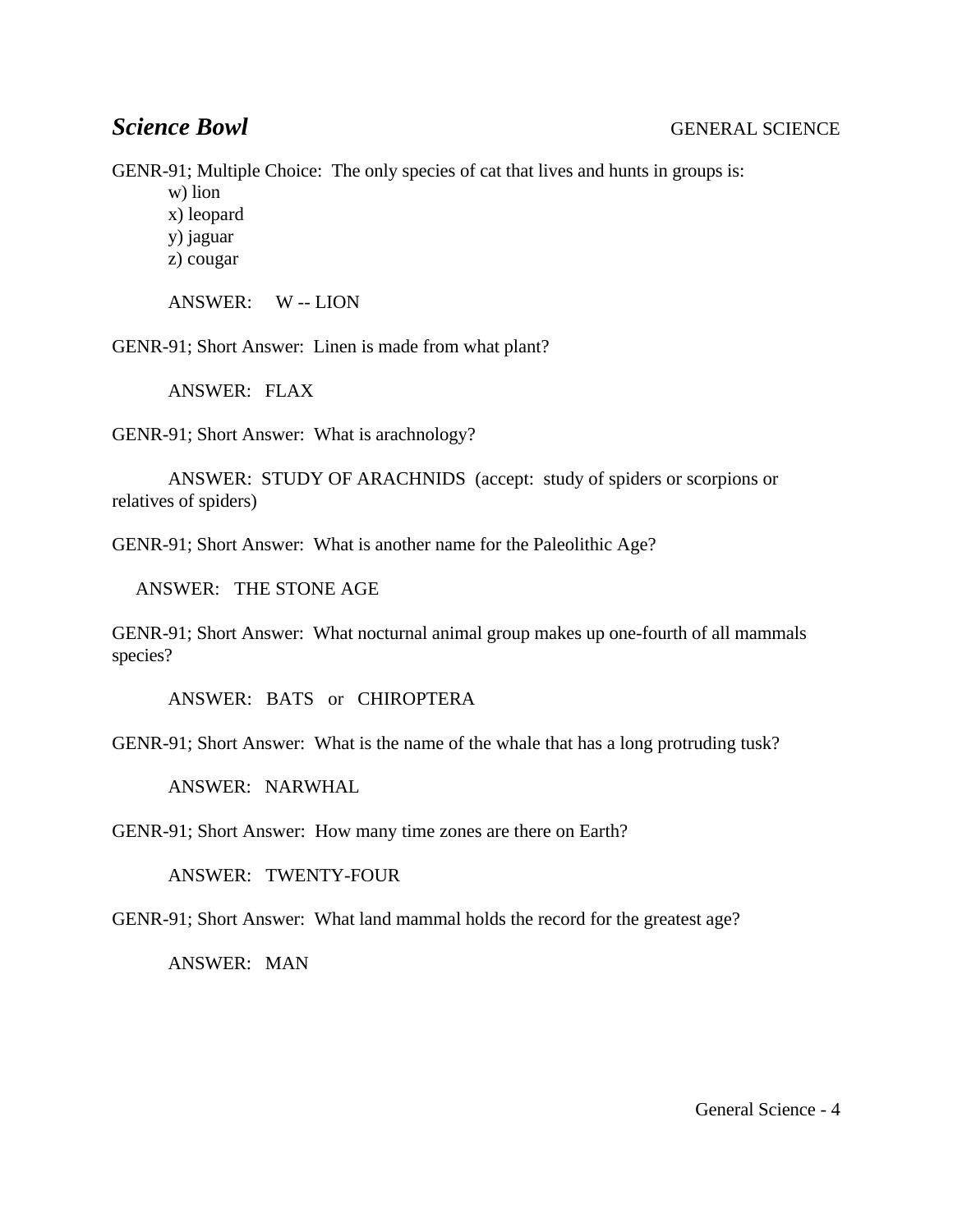## *Science Bowl* GENERAL SCIENCE

GENR-91; Multiple Choice: The only species of cat that lives and hunts in groups is:

w) lion
x) leopard
y) jaguar
z) cougar

ANSWER: W -- LION

GENR-91; Short Answer: Linen is made from what plant?

ANSWER: FLAX

GENR-91; Short Answer: What is arachnology?

ANSWER: STUDY OF ARACHNIDS (accept: study of spiders or scorpions or relatives of spiders)

GENR-91; Short Answer: What is another name for the Paleolithic Age?

ANSWER: THE STONE AGE

GENR-91; Short Answer: What nocturnal animal group makes up one-fourth of all mammals species?

ANSWER: BATS or CHIROPTERA

GENR-91; Short Answer: What is the name of the whale that has a long protruding tusk?

ANSWER: NARWHAL

GENR-91; Short Answer: How many time zones are there on Earth?

ANSWER: TWENTY-FOUR

GENR-91; Short Answer: What land mammal holds the record for the greatest age?

ANSWER: MAN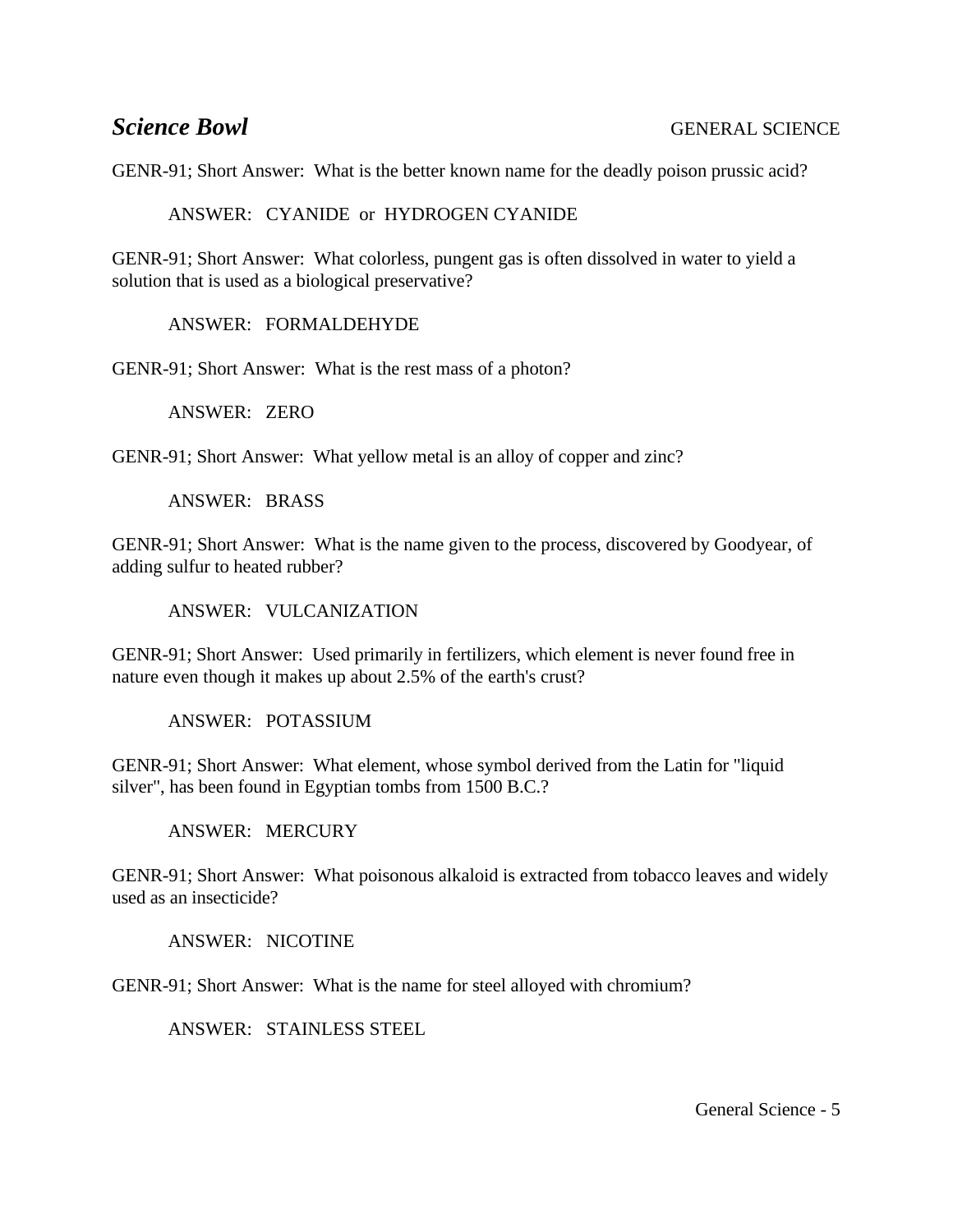GENR-91; Short Answer: What is the better known name for the deadly poison prussic acid?

ANSWER: CYANIDE or HYDROGEN CYANIDE

GENR-91; Short Answer: What colorless, pungent gas is often dissolved in water to yield a solution that is used as a biological preservative?

ANSWER: FORMALDEHYDE

GENR-91; Short Answer: What is the rest mass of a photon?

ANSWER: ZERO

GENR-91; Short Answer: What yellow metal is an alloy of copper and zinc?

ANSWER: BRASS

GENR-91; Short Answer: What is the name given to the process, discovered by Goodyear, of adding sulfur to heated rubber?

ANSWER: VULCANIZATION

GENR-91; Short Answer: Used primarily in fertilizers, which element is never found free in nature even though it makes up about 2.5% of the earth's crust?

ANSWER: POTASSIUM

GENR-91; Short Answer: What element, whose symbol derived from the Latin for "liquid silver", has been found in Egyptian tombs from 1500 B.C.?

ANSWER: MERCURY

GENR-91; Short Answer: What poisonous alkaloid is extracted from tobacco leaves and widely used as an insecticide?

ANSWER: NICOTINE

GENR-91; Short Answer: What is the name for steel alloyed with chromium?

ANSWER: STAINLESS STEEL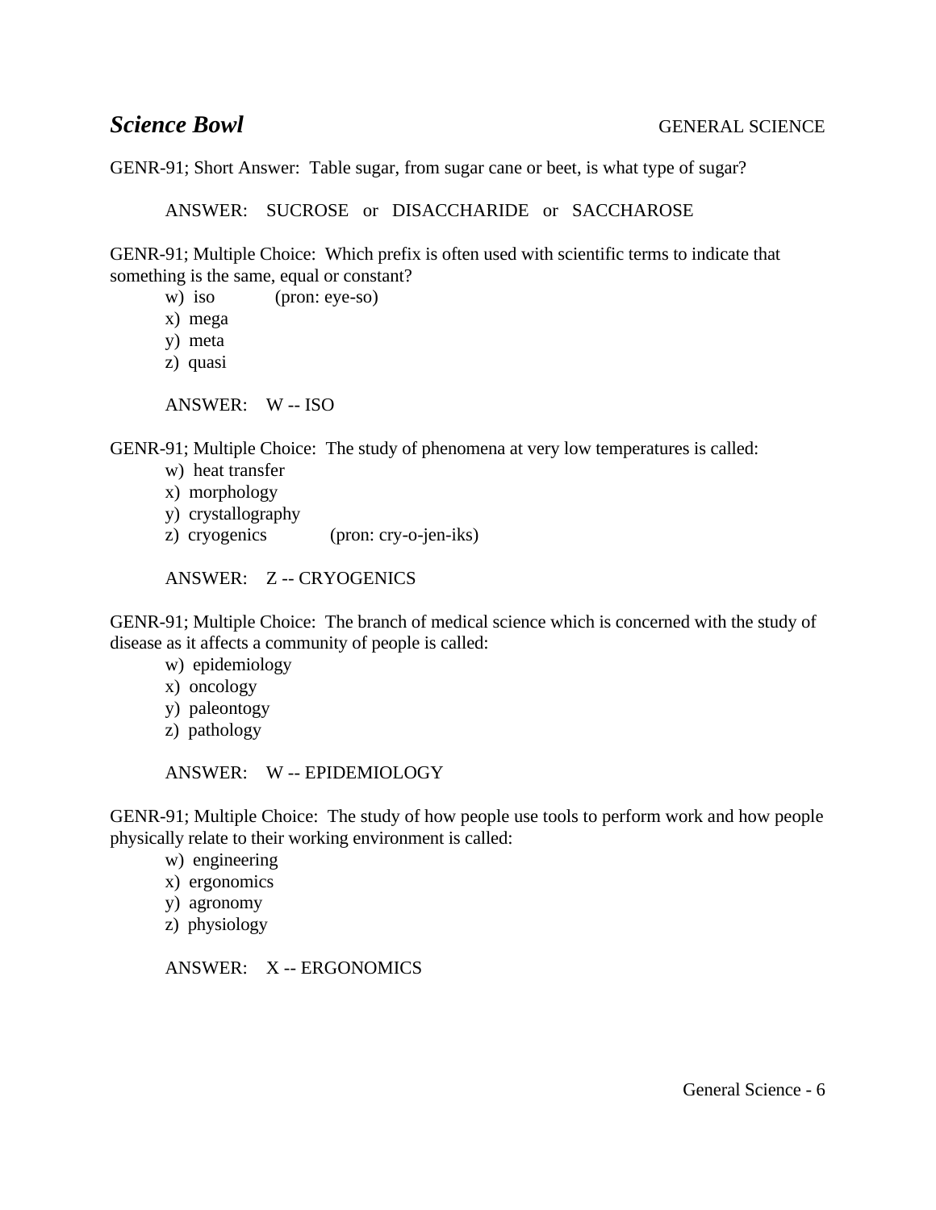## *Science Bowl* GENERAL SCIENCE

GENR-91; Short Answer: Table sugar, from sugar cane or beet, is what type of sugar?

ANSWER: SUCROSE or DISACCHARIDE or SACCHAROSE

GENR-91; Multiple Choice: Which prefix is often used with scientific terms to indicate that something is the same, equal or constant?

w) iso (pron: eye-so)
x) mega
y) meta
z) quasi

ANSWER: W -- ISO

GENR-91; Multiple Choice: The study of phenomena at very low temperatures is called:

w) heat transfer
x) morphology
y) crystallography
z) cryogenics (pron: cry-o-jen-iks)

ANSWER: Z -- CRYOGENICS

GENR-91; Multiple Choice: The branch of medical science which is concerned with the study of disease as it affects a community of people is called:

w) epidemiology
x) oncology
y) paleontogy
z) pathology

ANSWER: W -- EPIDEMIOLOGY

GENR-91; Multiple Choice: The study of how people use tools to perform work and how people physically relate to their working environment is called:

w) engineering
x) ergonomics
y) agronomy
z) physiology

ANSWER: X -- ERGONOMICS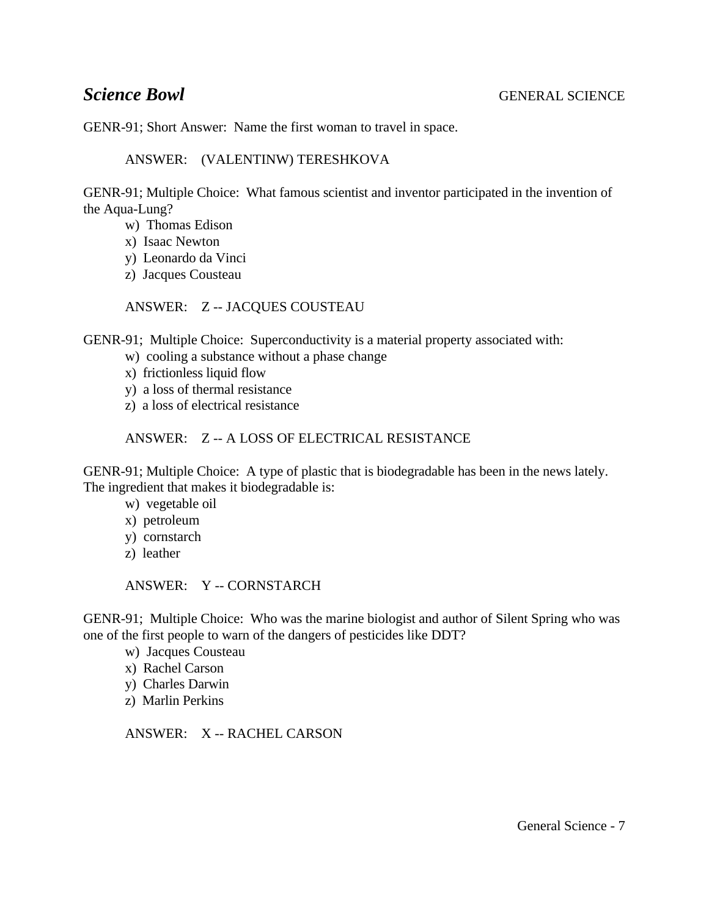# *Science Bowl*

GENERAL SCIENCE

GENR-91; Short Answer: Name the first woman to travel in space.

ANSWER: (VALENTINW) TERESHKOVA

GENR-91; Multiple Choice: What famous scientist and inventor participated in the invention of the Aqua-Lung?

w) Thomas Edison
x) Isaac Newton
y) Leonardo da Vinci
z) Jacques Cousteau

ANSWER: Z -- JACQUES COUSTEAU

GENR-91; Multiple Choice: Superconductivity is a material property associated with:

w) cooling a substance without a phase change
x) frictionless liquid flow
y) a loss of thermal resistance
z) a loss of electrical resistance

ANSWER: Z -- A LOSS OF ELECTRICAL RESISTANCE

GENR-91; Multiple Choice: A type of plastic that is biodegradable has been in the news lately. The ingredient that makes it biodegradable is:

w) vegetable oil
x) petroleum
y) cornstarch
z) leather

ANSWER: Y -- CORNSTARCH

GENR-91; Multiple Choice: Who was the marine biologist and author of Silent Spring who was one of the first people to warn of the dangers of pesticides like DDT?

w) Jacques Cousteau
x) Rachel Carson
y) Charles Darwin
z) Marlin Perkins

ANSWER: X -- RACHEL CARSON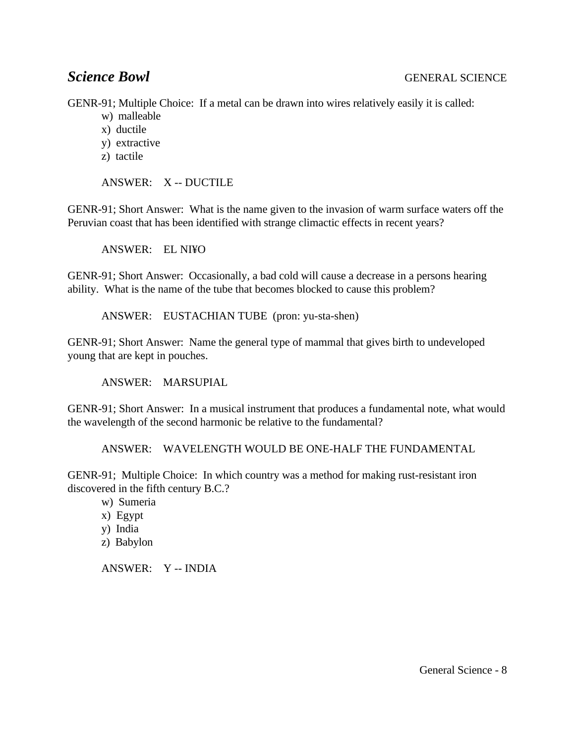GENR-91; Multiple Choice:  If a metal can be drawn into wires relatively easily it is called:

w)  malleable  
x)  ductile  
y)  extractive  
z)  tactile

ANSWER:    X -- DUCTILE

GENR-91; Short Answer:  What is the name given to the invasion of warm surface waters off the Peruvian coast that has been identified with strange climactic effects in recent years?

ANSWER:    EL NI¥O

GENR-91; Short Answer:  Occasionally, a bad cold will cause a decrease in a persons hearing ability.  What is the name of the tube that becomes blocked to cause this problem?

ANSWER:    EUSTACHIAN TUBE  (pron: yu-sta-shen)

GENR-91; Short Answer:  Name the general type of mammal that gives birth to undeveloped young that are kept in pouches.

ANSWER:    MARSUPIAL

GENR-91; Short Answer:  In a musical instrument that produces a fundamental note, what would the wavelength of the second harmonic be relative to the fundamental?

ANSWER:    WAVELENGTH WOULD BE ONE-HALF THE FUNDAMENTAL

GENR-91;  Multiple Choice:  In which country was a method for making rust-resistant iron discovered in the fifth century B.C.?

w)  Sumeria  
x)  Egypt  
y)  India  
z)  Babylon

ANSWER:    Y -- INDIA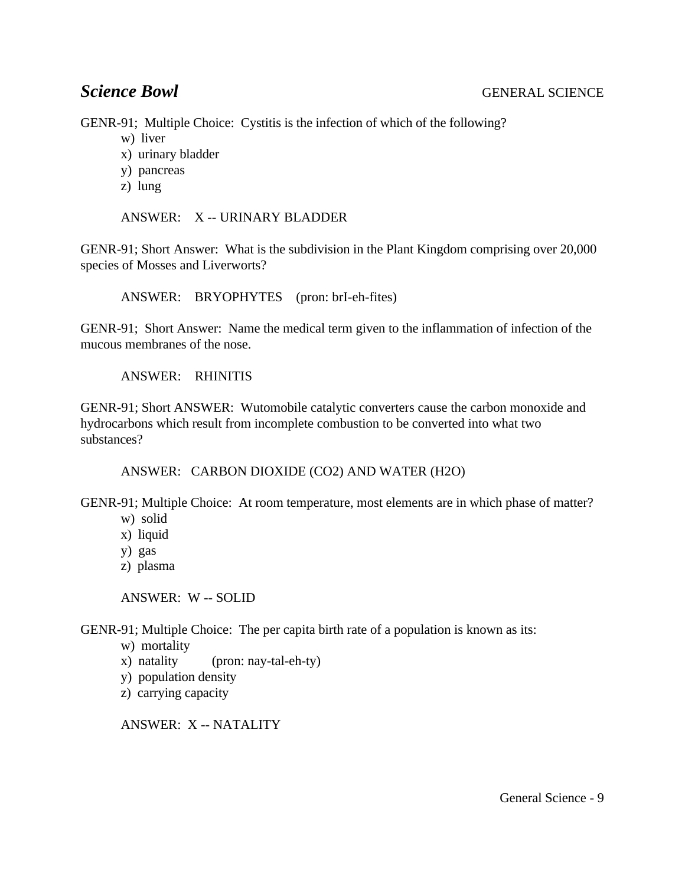# *Science Bowl* GENERAL SCIENCE

GENR-91; Multiple Choice: Cystitis is the infection of which of the following?

w) liver
x) urinary bladder
y) pancreas
z) lung

ANSWER: X -- URINARY BLADDER

GENR-91; Short Answer: What is the subdivision in the Plant Kingdom comprising over 20,000 species of Mosses and Liverworts?

ANSWER: BRYOPHYTES (pron: brI-eh-fites)

GENR-91; Short Answer: Name the medical term given to the inflammation of infection of the mucous membranes of the nose.

ANSWER: RHINITIS

GENR-91; Short ANSWER: Wutomobile catalytic converters cause the carbon monoxide and hydrocarbons which result from incomplete combustion to be converted into what two substances?

ANSWER: CARBON DIOXIDE ($CO_2$) AND WATER ($H_2O$)

GENR-91; Multiple Choice: At room temperature, most elements are in which phase of matter?

w) solid
x) liquid
y) gas
z) plasma

ANSWER: W -- SOLID

GENR-91; Multiple Choice: The per capita birth rate of a population is known as its:

w) mortality
x) natality (pron: nay-tal-eh-ty)
y) population density
z) carrying capacity

ANSWER: X -- NATALITY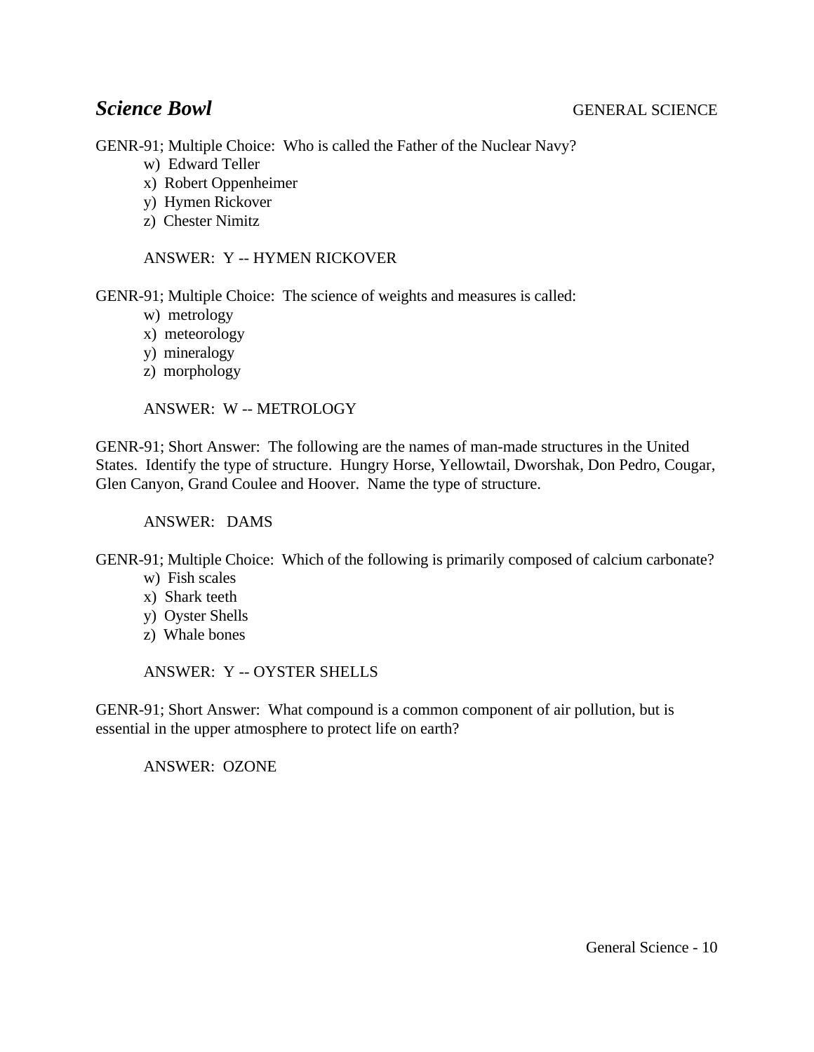GENR-91; Multiple Choice: Who is called the Father of the Nuclear Navy?

w) Edward Teller
x) Robert Oppenheimer
y) Hymen Rickover
z) Chester Nimitz

ANSWER: Y -- HYMEN RICKOVER

GENR-91; Multiple Choice: The science of weights and measures is called:

w) metrology
x) meteorology
y) mineralogy
z) morphology

ANSWER: W -- METROLOGY

GENR-91; Short Answer: The following are the names of man-made structures in the United States. Identify the type of structure. Hungry Horse, Yellowtail, Dworshak, Don Pedro, Cougar, Glen Canyon, Grand Coulee and Hoover. Name the type of structure.

ANSWER: DAMS

GENR-91; Multiple Choice: Which of the following is primarily composed of calcium carbonate?

w) Fish scales
x) Shark teeth
y) Oyster Shells
z) Whale bones

ANSWER: Y -- OYSTER SHELLS

GENR-91; Short Answer: What compound is a common component of air pollution, but is essential in the upper atmosphere to protect life on earth?

ANSWER: OZONE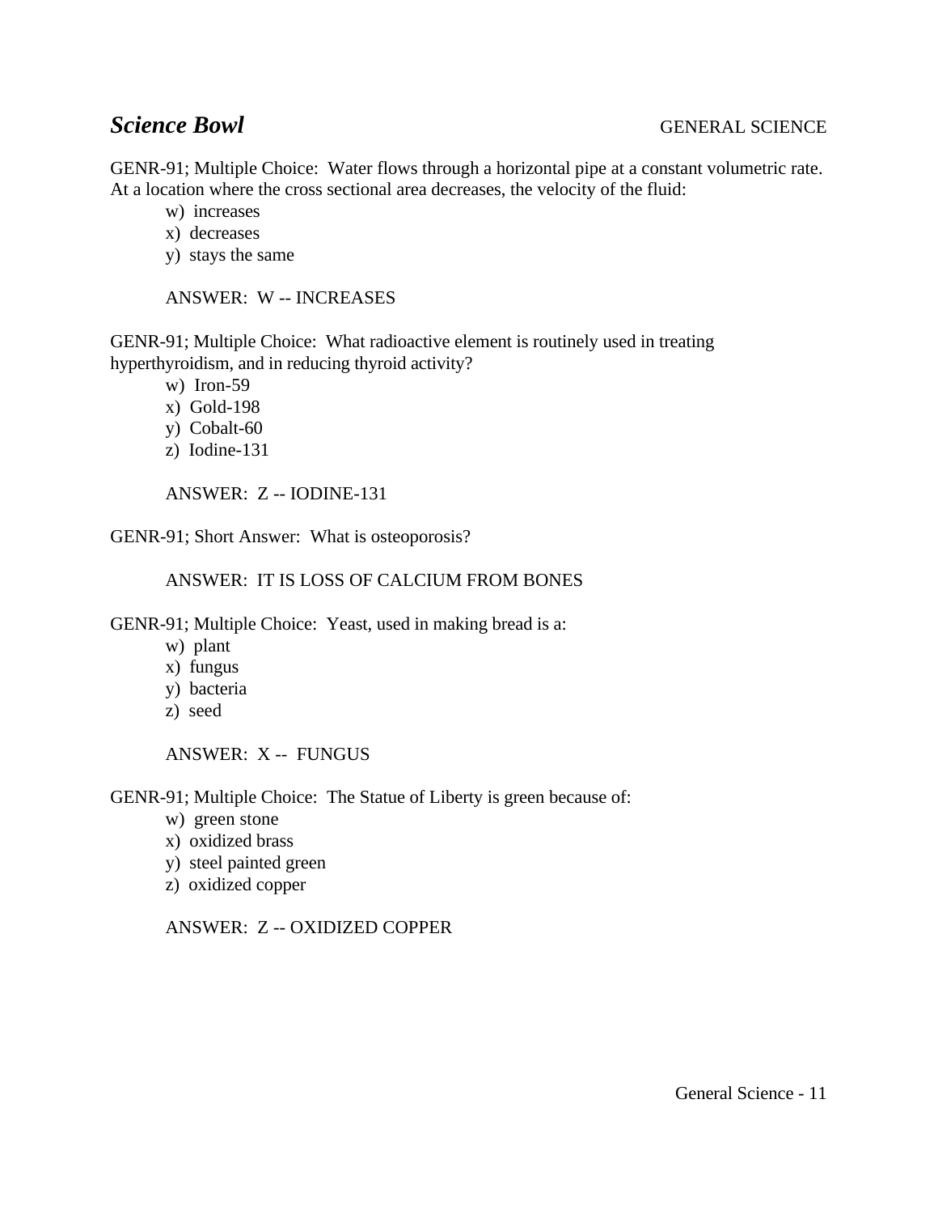# *Science Bowl* GENERAL SCIENCE

GENR-91; Multiple Choice: Water flows through a horizontal pipe at a constant volumetric rate. At a location where the cross sectional area decreases, the velocity of the fluid:

w) increases
x) decreases
y) stays the same

ANSWER: W -- INCREASES

GENR-91; Multiple Choice: What radioactive element is routinely used in treating hyperthyroidism, and in reducing thyroid activity?

w) Iron-59
x) Gold-198
y) Cobalt-60
z) Iodine-131

ANSWER: Z -- IODINE-131

GENR-91; Short Answer: What is osteoporosis?

ANSWER: IT IS LOSS OF CALCIUM FROM BONES

GENR-91; Multiple Choice: Yeast, used in making bread is a:

w) plant
x) fungus
y) bacteria
z) seed

ANSWER: X -- FUNGUS

GENR-91; Multiple Choice: The Statue of Liberty is green because of:

w) green stone
x) oxidized brass
y) steel painted green
z) oxidized copper

ANSWER: Z -- OXIDIZED COPPER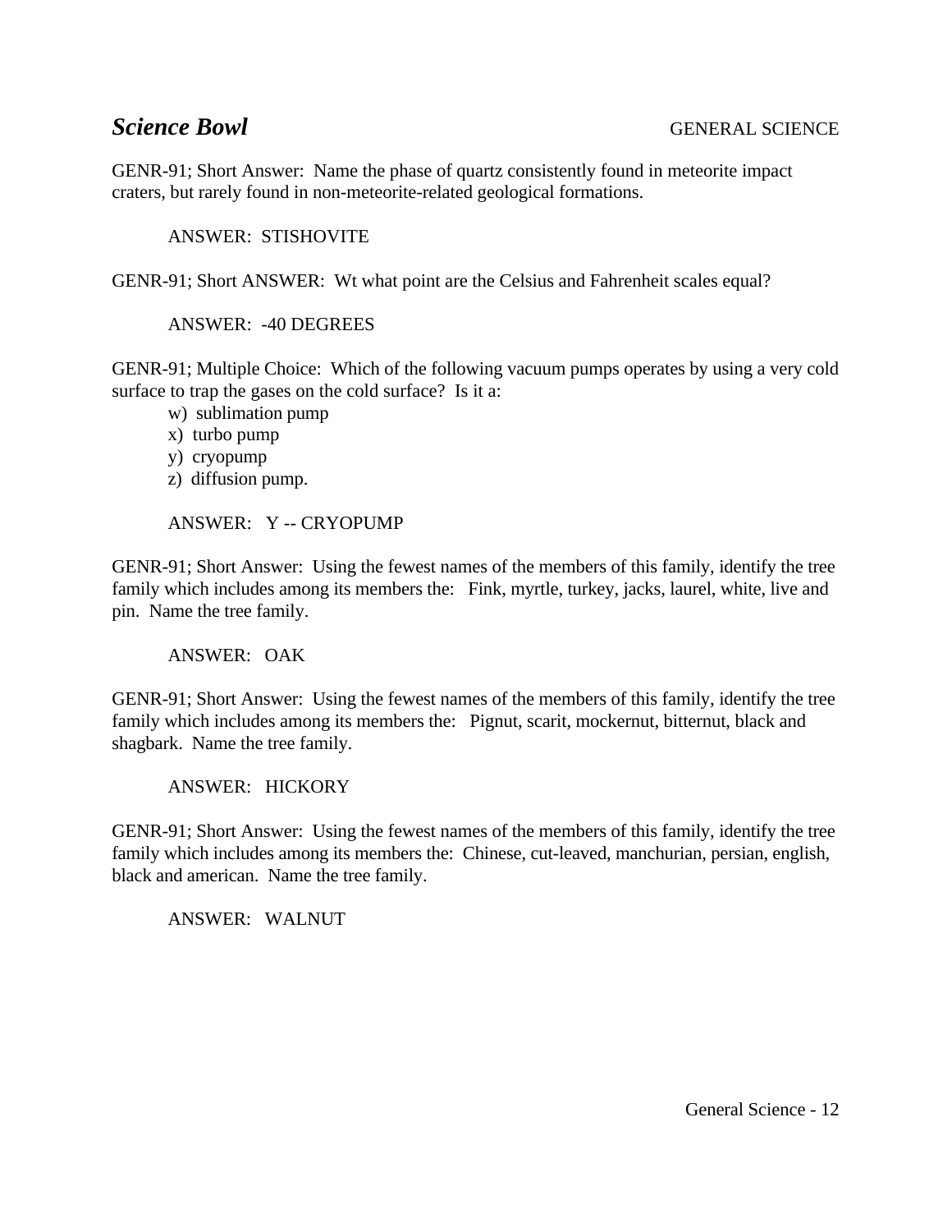## ***Science Bowl*** GENERAL SCIENCE

GENR-91; Short Answer: Name the phase of quartz consistently found in meteorite impact craters, but rarely found in non-meteorite-related geological formations.

ANSWER: STISHOVITE

GENR-91; Short ANSWER: Wt what point are the Celsius and Fahrenheit scales equal?

ANSWER: -40 DEGREES

GENR-91; Multiple Choice: Which of the following vacuum pumps operates by using a very cold surface to trap the gases on the cold surface? Is it a:

w) sublimation pump
x) turbo pump
y) cryopump
z) diffusion pump.

ANSWER: Y -- CRYOPUMP

GENR-91; Short Answer: Using the fewest names of the members of this family, identify the tree family which includes among its members the: Fink, myrtle, turkey, jacks, laurel, white, live and pin. Name the tree family.

ANSWER: OAK

GENR-91; Short Answer: Using the fewest names of the members of this family, identify the tree family which includes among its members the: Pignut, scarit, mockernut, bitternut, black and shagbark. Name the tree family.

ANSWER: HICKORY

GENR-91; Short Answer: Using the fewest names of the members of this family, identify the tree family which includes among its members the: Chinese, cut-leaved, manchurian, persian, english, black and american. Name the tree family.

ANSWER: WALNUT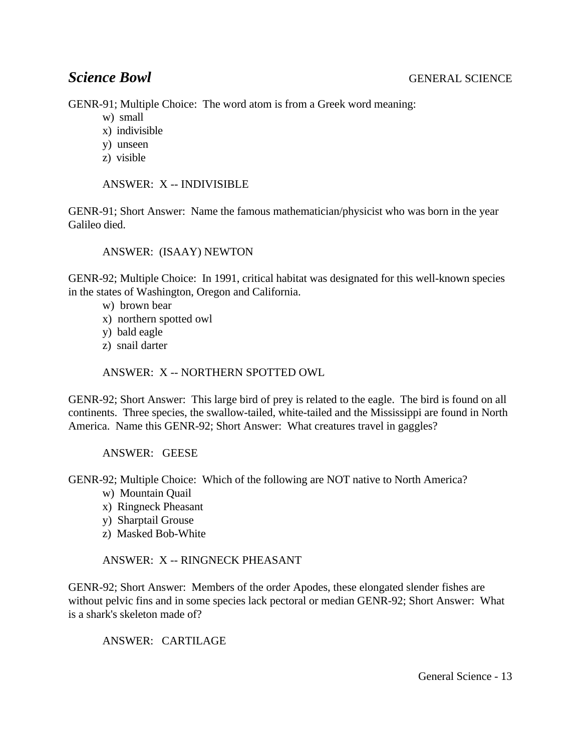# *Science Bowl* GENERAL SCIENCE

GENR-91; Multiple Choice: The word atom is from a Greek word meaning:

w) small
x) indivisible
y) unseen
z) visible

ANSWER: X -- INDIVISIBLE

GENR-91; Short Answer: Name the famous mathematician/physicist who was born in the year Galileo died.

ANSWER: (ISAAY) NEWTON

GENR-92; Multiple Choice: In 1991, critical habitat was designated for this well-known species in the states of Washington, Oregon and California.

w) brown bear
x) northern spotted owl
y) bald eagle
z) snail darter

ANSWER: X -- NORTHERN SPOTTED OWL

GENR-92; Short Answer: This large bird of prey is related to the eagle. The bird is found on all continents. Three species, the swallow-tailed, white-tailed and the Mississippi are found in North America. Name this GENR-92; Short Answer: What creatures travel in gaggles?

ANSWER: GEESE

GENR-92; Multiple Choice: Which of the following are NOT native to North America?

w) Mountain Quail
x) Ringneck Pheasant
y) Sharptail Grouse
z) Masked Bob-White

ANSWER: X -- RINGNECK PHEASANT

GENR-92; Short Answer: Members of the order Apodes, these elongated slender fishes are without pelvic fins and in some species lack pectoral or median GENR-92; Short Answer: What is a shark's skeleton made of?

ANSWER: CARTILAGE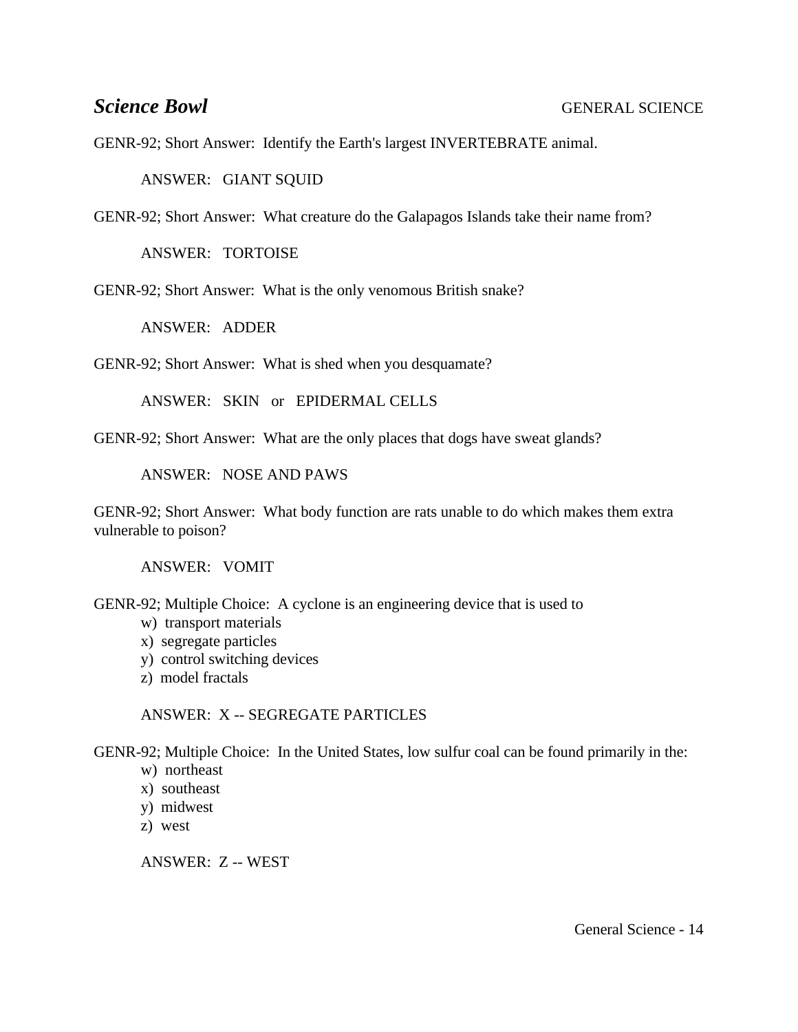***Science Bowl*** GENERAL SCIENCE

GENR-92; Short Answer: Identify the Earth's largest INVERTEBRATE animal.

ANSWER: GIANT SQUID

GENR-92; Short Answer: What creature do the Galapagos Islands take their name from?

ANSWER: TORTOISE

GENR-92; Short Answer: What is the only venomous British snake?

ANSWER: ADDER

GENR-92; Short Answer: What is shed when you desquamate?

ANSWER: SKIN or EPIDERMAL CELLS

GENR-92; Short Answer: What are the only places that dogs have sweat glands?

ANSWER: NOSE AND PAWS

GENR-92; Short Answer: What body function are rats unable to do which makes them extra vulnerable to poison?

ANSWER: VOMIT

GENR-92; Multiple Choice: A cyclone is an engineering device that is used to
- w) transport materials
- x) segregate particles
- y) control switching devices
- z) model fractals

ANSWER: X -- SEGREGATE PARTICLES

GENR-92; Multiple Choice: In the United States, low sulfur coal can be found primarily in the:
- w) northeast
- x) southeast
- y) midwest
- z) west

ANSWER: Z -- WEST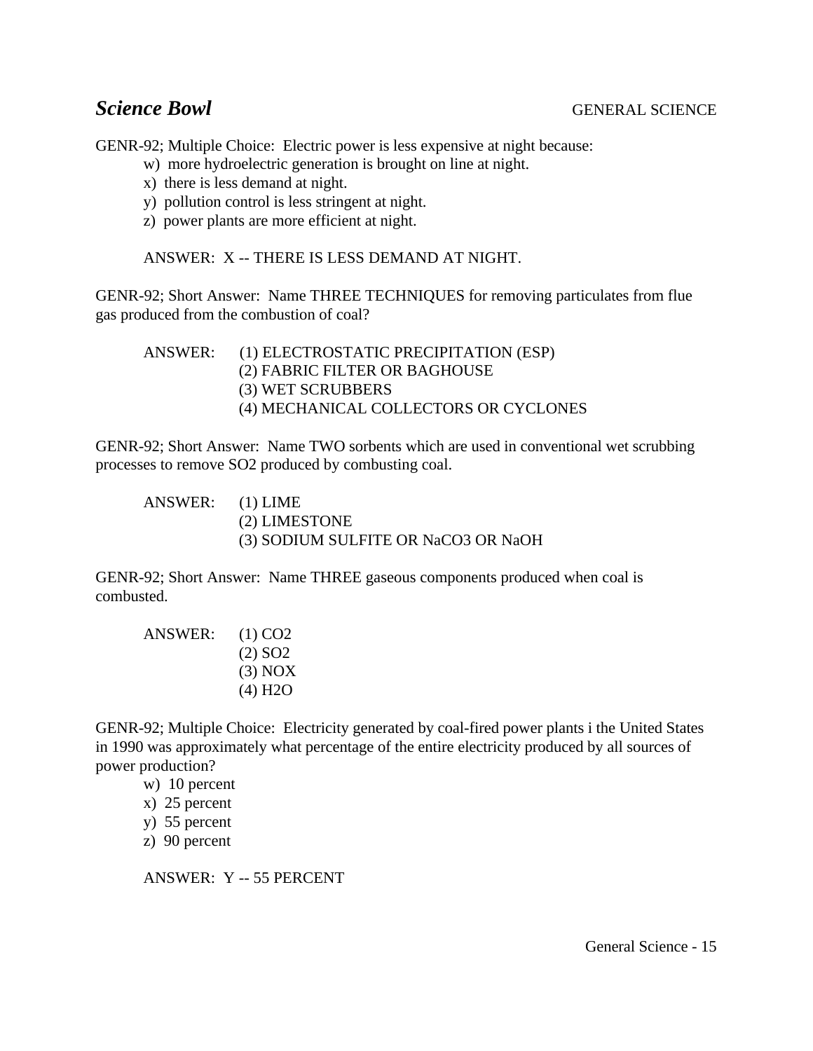## *Science Bowl* GENERAL SCIENCE

GENR-92; Multiple Choice: Electric power is less expensive at night because:

w) more hydroelectric generation is brought on line at night.
x) there is less demand at night.
y) pollution control is less stringent at night.
z) power plants are more efficient at night.

ANSWER: X -- THERE IS LESS DEMAND AT NIGHT.

GENR-92; Short Answer: Name THREE TECHNIQUES for removing particulates from flue gas produced from the combustion of coal?

ANSWER: (1) ELECTROSTATIC PRECIPITATION (ESP)
(2) FABRIC FILTER OR BAGHOUSE
(3) WET SCRUBBERS
(4) MECHANICAL COLLECTORS OR CYCLONES

GENR-92; Short Answer: Name TWO sorbents which are used in conventional wet scrubbing processes to remove $SO_2$ produced by combusting coal.

ANSWER: (1) LIME
(2) LIMESTONE
(3) SODIUM SULFITE OR $NaCO_3$ OR NaOH

GENR-92; Short Answer: Name THREE gaseous components produced when coal is combusted.

ANSWER: (1) $CO_2$
(2) $SO_2$
(3) $NO_X$
(4) $H_2O$

GENR-92; Multiple Choice: Electricity generated by coal-fired power plants i the United States in 1990 was approximately what percentage of the entire electricity produced by all sources of power production?

w) 10 percent
x) 25 percent
y) 55 percent
z) 90 percent

ANSWER: Y -- 55 PERCENT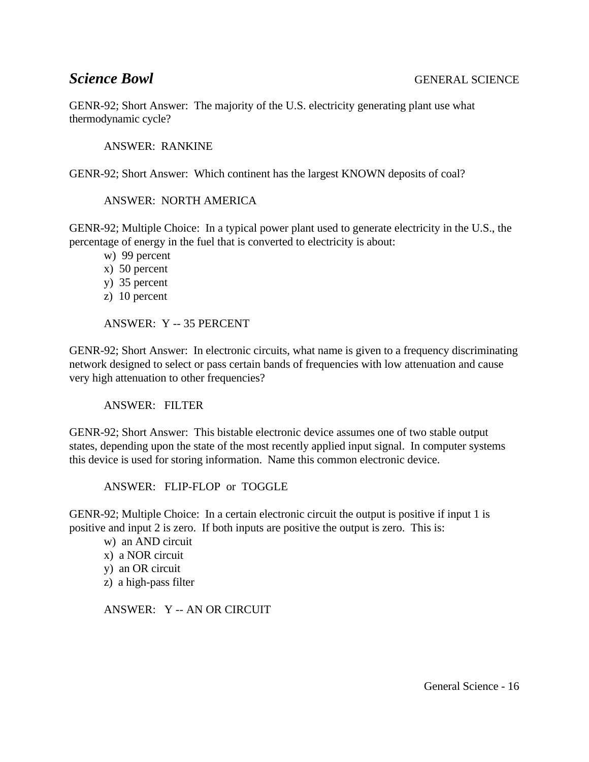## *Science Bowl* GENERAL SCIENCE

GENR-92; Short Answer: The majority of the U.S. electricity generating plant use what thermodynamic cycle?

ANSWER: RANKINE

GENR-92; Short Answer: Which continent has the largest KNOWN deposits of coal?

ANSWER: NORTH AMERICA

GENR-92; Multiple Choice: In a typical power plant used to generate electricity in the U.S., the percentage of energy in the fuel that is converted to electricity is about:

w) 99 percent
x) 50 percent
y) 35 percent
z) 10 percent

ANSWER: Y -- 35 PERCENT

GENR-92; Short Answer: In electronic circuits, what name is given to a frequency discriminating network designed to select or pass certain bands of frequencies with low attenuation and cause very high attenuation to other frequencies?

ANSWER: FILTER

GENR-92; Short Answer: This bistable electronic device assumes one of two stable output states, depending upon the state of the most recently applied input signal. In computer systems this device is used for storing information. Name this common electronic device.

ANSWER: FLIP-FLOP or TOGGLE

GENR-92; Multiple Choice: In a certain electronic circuit the output is positive if input 1 is positive and input 2 is zero. If both inputs are positive the output is zero. This is:

w) an AND circuit
x) a NOR circuit
y) an OR circuit
z) a high-pass filter

ANSWER: Y -- AN OR CIRCUIT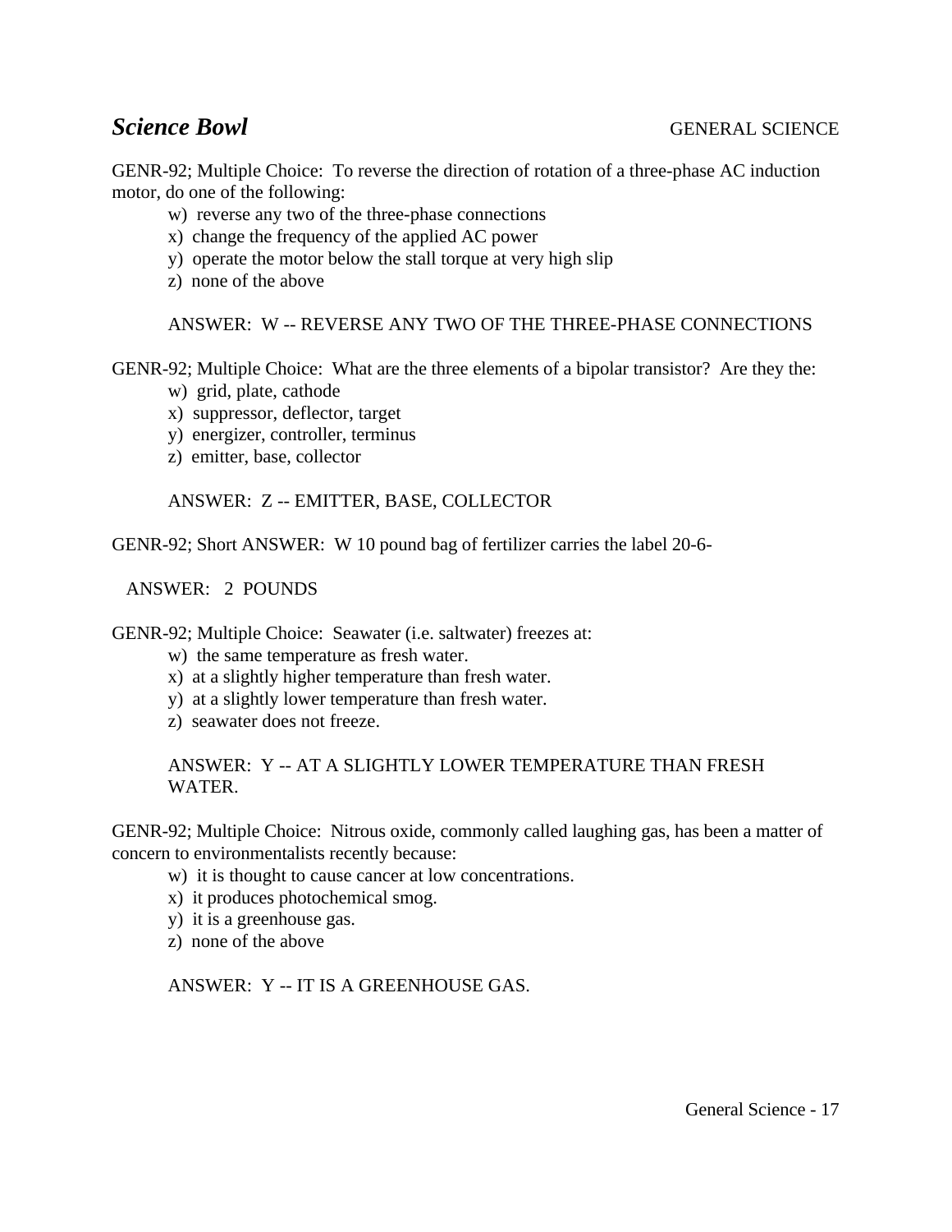## *Science Bowl* GENERAL SCIENCE

GENR-92; Multiple Choice: To reverse the direction of rotation of a three-phase AC induction motor, do one of the following:

w) reverse any two of the three-phase connections
x) change the frequency of the applied AC power
y) operate the motor below the stall torque at very high slip
z) none of the above

ANSWER: W -- REVERSE ANY TWO OF THE THREE-PHASE CONNECTIONS

GENR-92; Multiple Choice: What are the three elements of a bipolar transistor? Are they the:

w) grid, plate, cathode
x) suppressor, deflector, target
y) energizer, controller, terminus
z) emitter, base, collector

ANSWER: Z -- EMITTER, BASE, COLLECTOR

GENR-92; Short ANSWER: W 10 pound bag of fertilizer carries the label 20-6-

ANSWER: 2 POUNDS

GENR-92; Multiple Choice: Seawater (i.e. saltwater) freezes at:

w) the same temperature as fresh water.
x) at a slightly higher temperature than fresh water.
y) at a slightly lower temperature than fresh water.
z) seawater does not freeze.

ANSWER: Y -- AT A SLIGHTLY LOWER TEMPERATURE THAN FRESH WATER.

GENR-92; Multiple Choice: Nitrous oxide, commonly called laughing gas, has been a matter of concern to environmentalists recently because:

w) it is thought to cause cancer at low concentrations.
x) it produces photochemical smog.
y) it is a greenhouse gas.
z) none of the above

ANSWER: Y -- IT IS A GREENHOUSE GAS.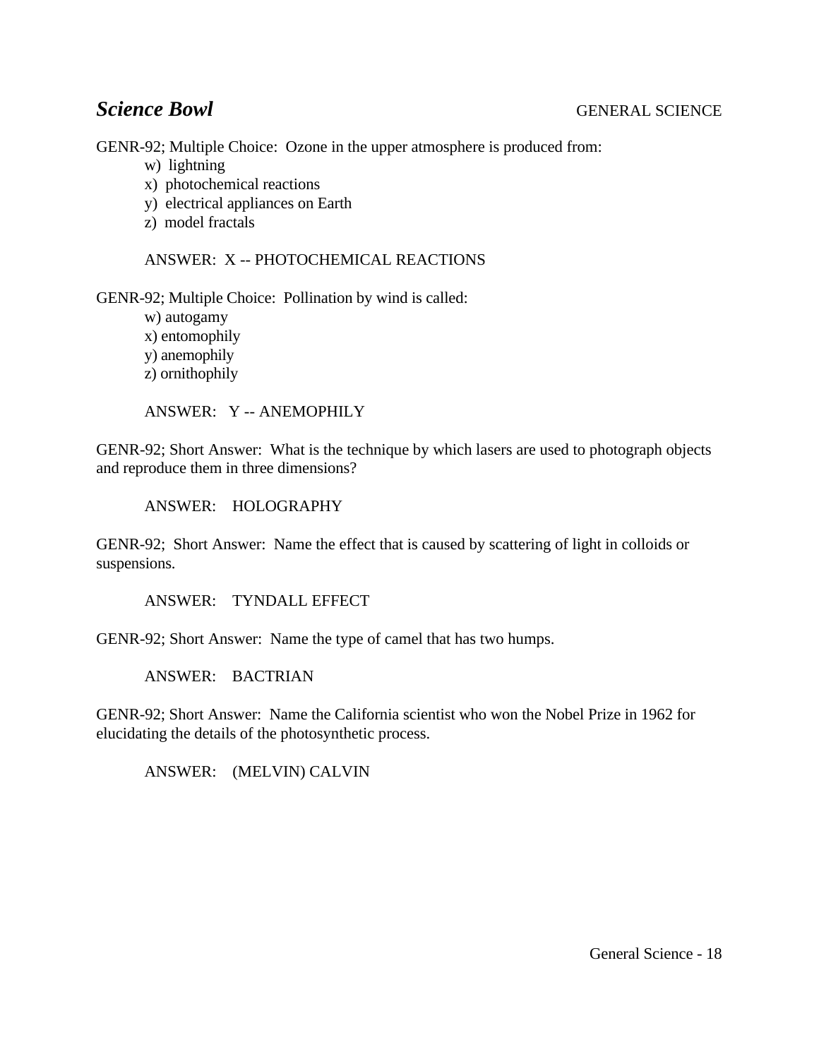***Science Bowl*** GENERAL SCIENCE

GENR-92; Multiple Choice: Ozone in the upper atmosphere is produced from:

w) lightning
x) photochemical reactions
y) electrical appliances on Earth
z) model fractals

ANSWER: X -- PHOTOCHEMICAL REACTIONS

GENR-92; Multiple Choice: Pollination by wind is called:

w) autogamy
x) entomophily
y) anemophily
z) ornithophily

ANSWER: Y -- ANEMOPHILY

GENR-92; Short Answer: What is the technique by which lasers are used to photograph objects and reproduce them in three dimensions?

ANSWER: HOLOGRAPHY

GENR-92; Short Answer: Name the effect that is caused by scattering of light in colloids or suspensions.

ANSWER: TYNDALL EFFECT

GENR-92; Short Answer: Name the type of camel that has two humps.

ANSWER: BACTRIAN

GENR-92; Short Answer: Name the California scientist who won the Nobel Prize in 1962 for elucidating the details of the photosynthetic process.

ANSWER: (MELVIN) CALVIN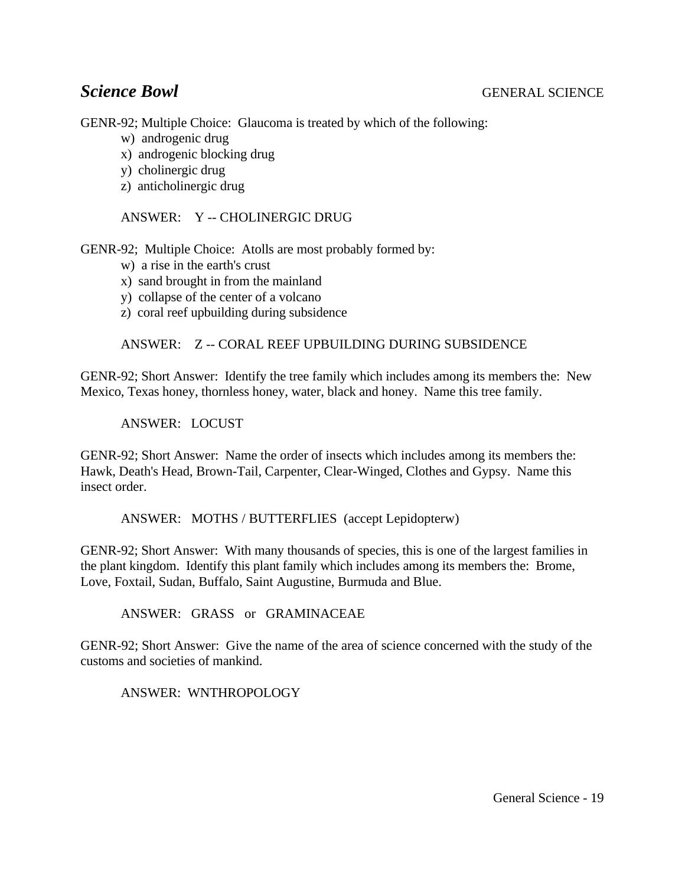## *Science Bowl* GENERAL SCIENCE

GENR-92; Multiple Choice: Glaucoma is treated by which of the following:

w) androgenic drug
x) androgenic blocking drug
y) cholinergic drug
z) anticholinergic drug

ANSWER: Y -- CHOLINERGIC DRUG

GENR-92; Multiple Choice: Atolls are most probably formed by:

w) a rise in the earth's crust
x) sand brought in from the mainland
y) collapse of the center of a volcano
z) coral reef upbuilding during subsidence

ANSWER: Z -- CORAL REEF UPBUILDING DURING SUBSIDENCE

GENR-92; Short Answer: Identify the tree family which includes among its members the: New Mexico, Texas honey, thornless honey, water, black and honey. Name this tree family.

ANSWER: LOCUST

GENR-92; Short Answer: Name the order of insects which includes among its members the: Hawk, Death's Head, Brown-Tail, Carpenter, Clear-Winged, Clothes and Gypsy. Name this insect order.

ANSWER: MOTHS / BUTTERFLIES (accept Lepidopterw)

GENR-92; Short Answer: With many thousands of species, this is one of the largest families in the plant kingdom. Identify this plant family which includes among its members the: Brome, Love, Foxtail, Sudan, Buffalo, Saint Augustine, Burmuda and Blue.

ANSWER: GRASS or GRAMINACEAE

GENR-92; Short Answer: Give the name of the area of science concerned with the study of the customs and societies of mankind.

ANSWER: WNTHROPOLOGY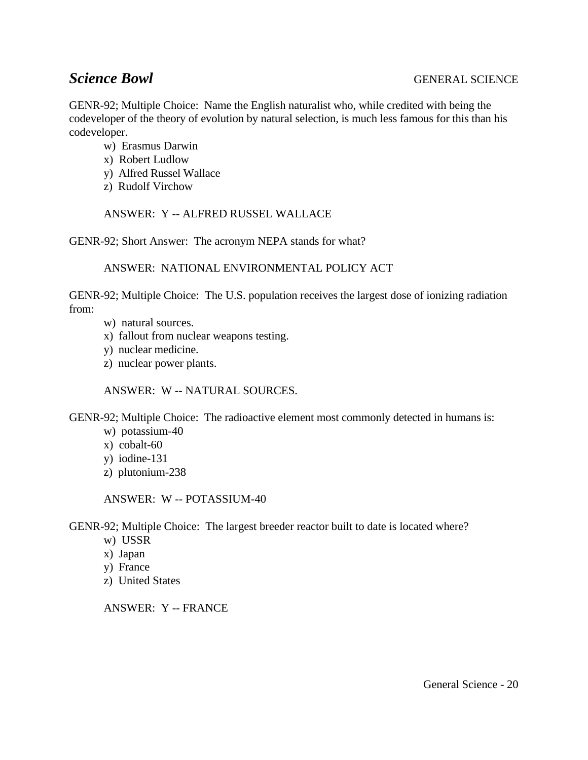## *Science Bowl* GENERAL SCIENCE

GENR-92; Multiple Choice: Name the English naturalist who, while credited with being the codeveloper of the theory of evolution by natural selection, is much less famous for this than his codeveloper.

w) Erasmus Darwin
x) Robert Ludlow
y) Alfred Russel Wallace
z) Rudolf Virchow

ANSWER: Y -- ALFRED RUSSEL WALLACE

GENR-92; Short Answer: The acronym NEPA stands for what?

ANSWER: NATIONAL ENVIRONMENTAL POLICY ACT

GENR-92; Multiple Choice: The U.S. population receives the largest dose of ionizing radiation from:

w) natural sources.
x) fallout from nuclear weapons testing.
y) nuclear medicine.
z) nuclear power plants.

ANSWER: W -- NATURAL SOURCES.

GENR-92; Multiple Choice: The radioactive element most commonly detected in humans is:

w) potassium-40
x) cobalt-60
y) iodine-131
z) plutonium-238

ANSWER: W -- POTASSIUM-40

GENR-92; Multiple Choice: The largest breeder reactor built to date is located where?

w) USSR
x) Japan
y) France
z) United States

ANSWER: Y -- FRANCE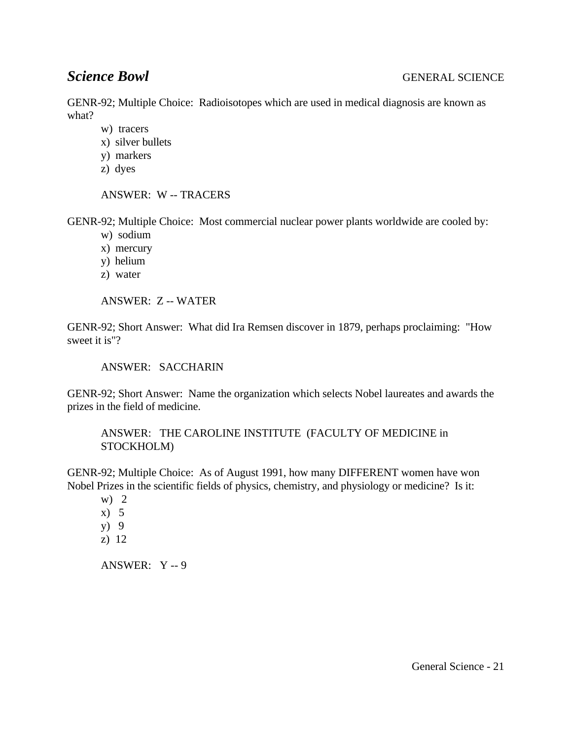## *Science Bowl* GENERAL SCIENCE

GENR-92; Multiple Choice: Radioisotopes which are used in medical diagnosis are known as what?

- w) tracers
- x) silver bullets
- y) markers
- z) dyes

ANSWER: W -- TRACERS

GENR-92; Multiple Choice: Most commercial nuclear power plants worldwide are cooled by:

- w) sodium
- x) mercury
- y) helium
- z) water

ANSWER: Z -- WATER

GENR-92; Short Answer: What did Ira Remsen discover in 1879, perhaps proclaiming: "How sweet it is"?

ANSWER: SACCHARIN

GENR-92; Short Answer: Name the organization which selects Nobel laureates and awards the prizes in the field of medicine.

ANSWER: THE CAROLINE INSTITUTE (FACULTY OF MEDICINE in STOCKHOLM)

GENR-92; Multiple Choice: As of August 1991, how many DIFFERENT women have won Nobel Prizes in the scientific fields of physics, chemistry, and physiology or medicine? Is it:

- w) 2
- x) 5
- y) 9
- z) 12

ANSWER: Y -- 9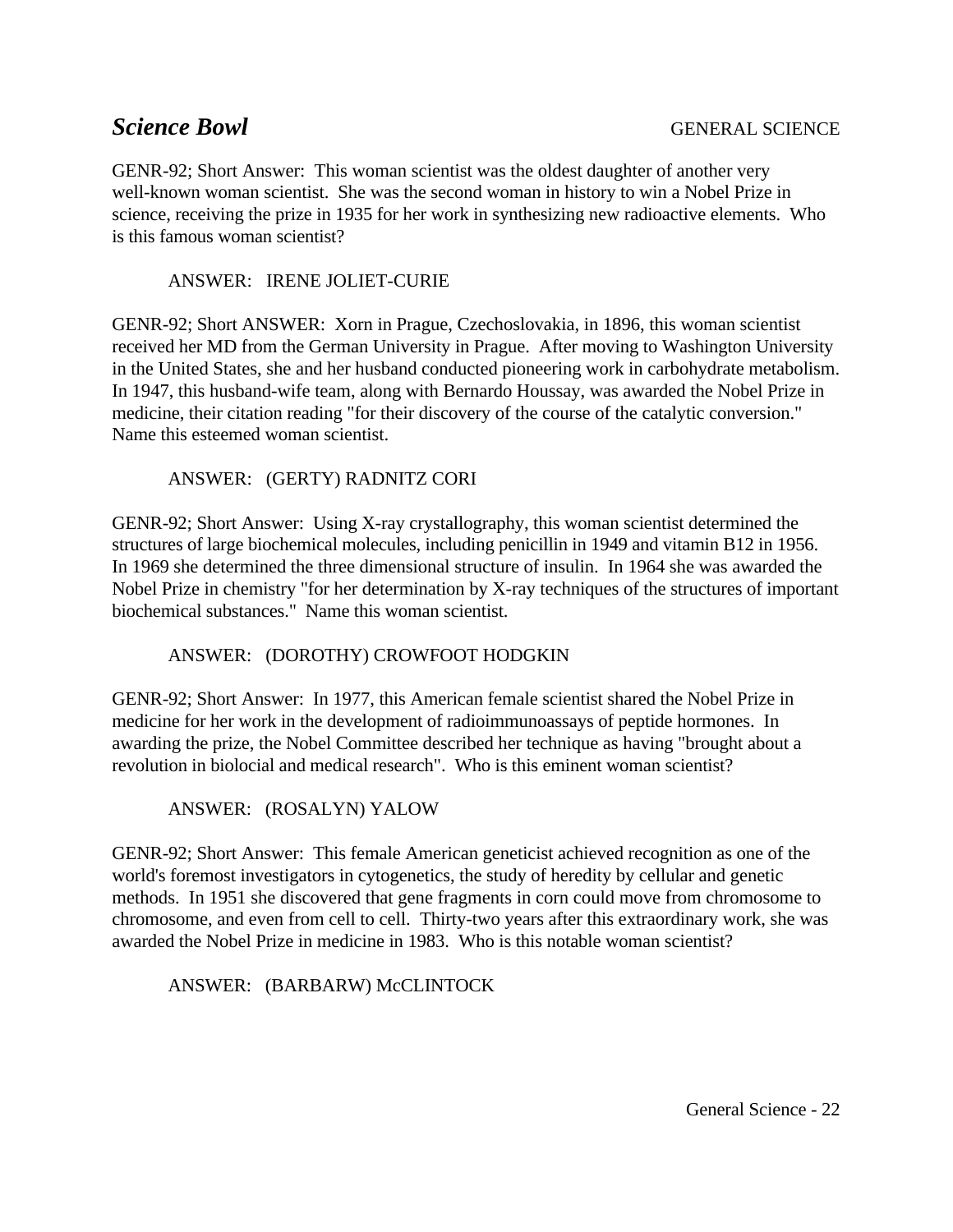*Science Bowl* GENERAL SCIENCE

GENR-92; Short Answer: This woman scientist was the oldest daughter of another very well-known woman scientist. She was the second woman in history to win a Nobel Prize in science, receiving the prize in 1935 for her work in synthesizing new radioactive elements. Who is this famous woman scientist?

ANSWER: IRENE JOLIET-CURIE

GENR-92; Short ANSWER: Xorn in Prague, Czechoslovakia, in 1896, this woman scientist received her MD from the German University in Prague. After moving to Washington University in the United States, she and her husband conducted pioneering work in carbohydrate metabolism. In 1947, this husband-wife team, along with Bernardo Houssay, was awarded the Nobel Prize in medicine, their citation reading "for their discovery of the course of the catalytic conversion." Name this esteemed woman scientist.

ANSWER: (GERTY) RADNITZ CORI

GENR-92; Short Answer: Using X-ray crystallography, this woman scientist determined the structures of large biochemical molecules, including penicillin in 1949 and vitamin B12 in 1956. In 1969 she determined the three dimensional structure of insulin. In 1964 she was awarded the Nobel Prize in chemistry "for her determination by X-ray techniques of the structures of important biochemical substances." Name this woman scientist.

ANSWER: (DOROTHY) CROWFOOT HODGKIN

GENR-92; Short Answer: In 1977, this American female scientist shared the Nobel Prize in medicine for her work in the development of radioimmunoassays of peptide hormones. In awarding the prize, the Nobel Committee described her technique as having "brought about a revolution in biolocial and medical research". Who is this eminent woman scientist?

ANSWER: (ROSALYN) YALOW

GENR-92; Short Answer: This female American geneticist achieved recognition as one of the world's foremost investigators in cytogenetics, the study of heredity by cellular and genetic methods. In 1951 she discovered that gene fragments in corn could move from chromosome to chromosome, and even from cell to cell. Thirty-two years after this extraordinary work, she was awarded the Nobel Prize in medicine in 1983. Who is this notable woman scientist?

ANSWER: (BARBARW) McCLINTOCK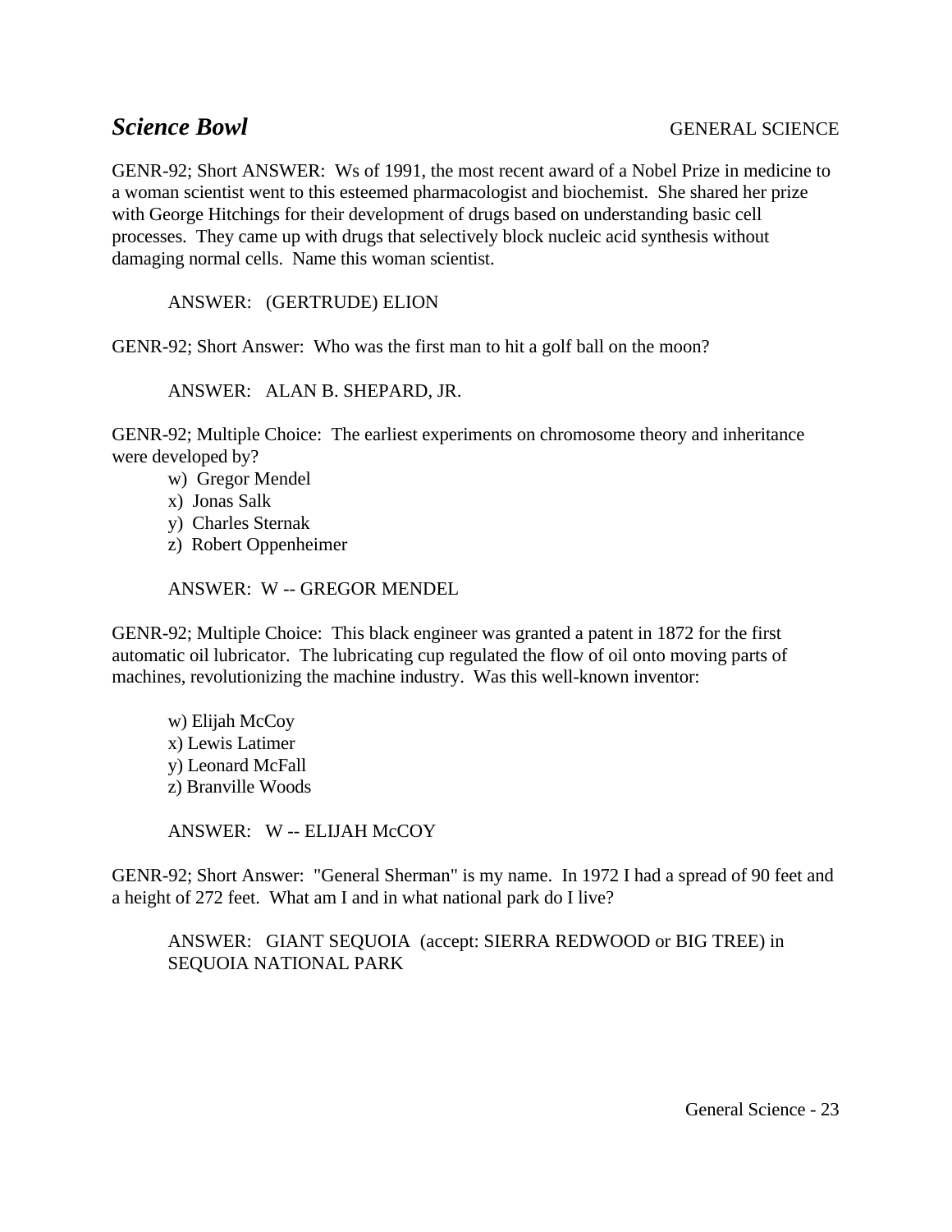## *Science Bowl* GENERAL SCIENCE

GENR-92; Short ANSWER: Ws of 1991, the most recent award of a Nobel Prize in medicine to a woman scientist went to this esteemed pharmacologist and biochemist. She shared her prize with George Hitchings for their development of drugs based on understanding basic cell processes. They came up with drugs that selectively block nucleic acid synthesis without damaging normal cells. Name this woman scientist.

ANSWER: (GERTRUDE) ELION

GENR-92; Short Answer: Who was the first man to hit a golf ball on the moon?

ANSWER: ALAN B. SHEPARD, JR.

GENR-92; Multiple Choice: The earliest experiments on chromosome theory and inheritance were developed by?

w) Gregor Mendel
x) Jonas Salk
y) Charles Sternak
z) Robert Oppenheimer

ANSWER: W -- GREGOR MENDEL

GENR-92; Multiple Choice: This black engineer was granted a patent in 1872 for the first automatic oil lubricator. The lubricating cup regulated the flow of oil onto moving parts of machines, revolutionizing the machine industry. Was this well-known inventor:

w) Elijah McCoy
x) Lewis Latimer
y) Leonard McFall
z) Branville Woods

ANSWER: W -- ELIJAH McCOY

GENR-92; Short Answer: "General Sherman" is my name. In 1972 I had a spread of 90 feet and a height of 272 feet. What am I and in what national park do I live?

ANSWER: GIANT SEQUOIA (accept: SIERRA REDWOOD or BIG TREE) in SEQUOIA NATIONAL PARK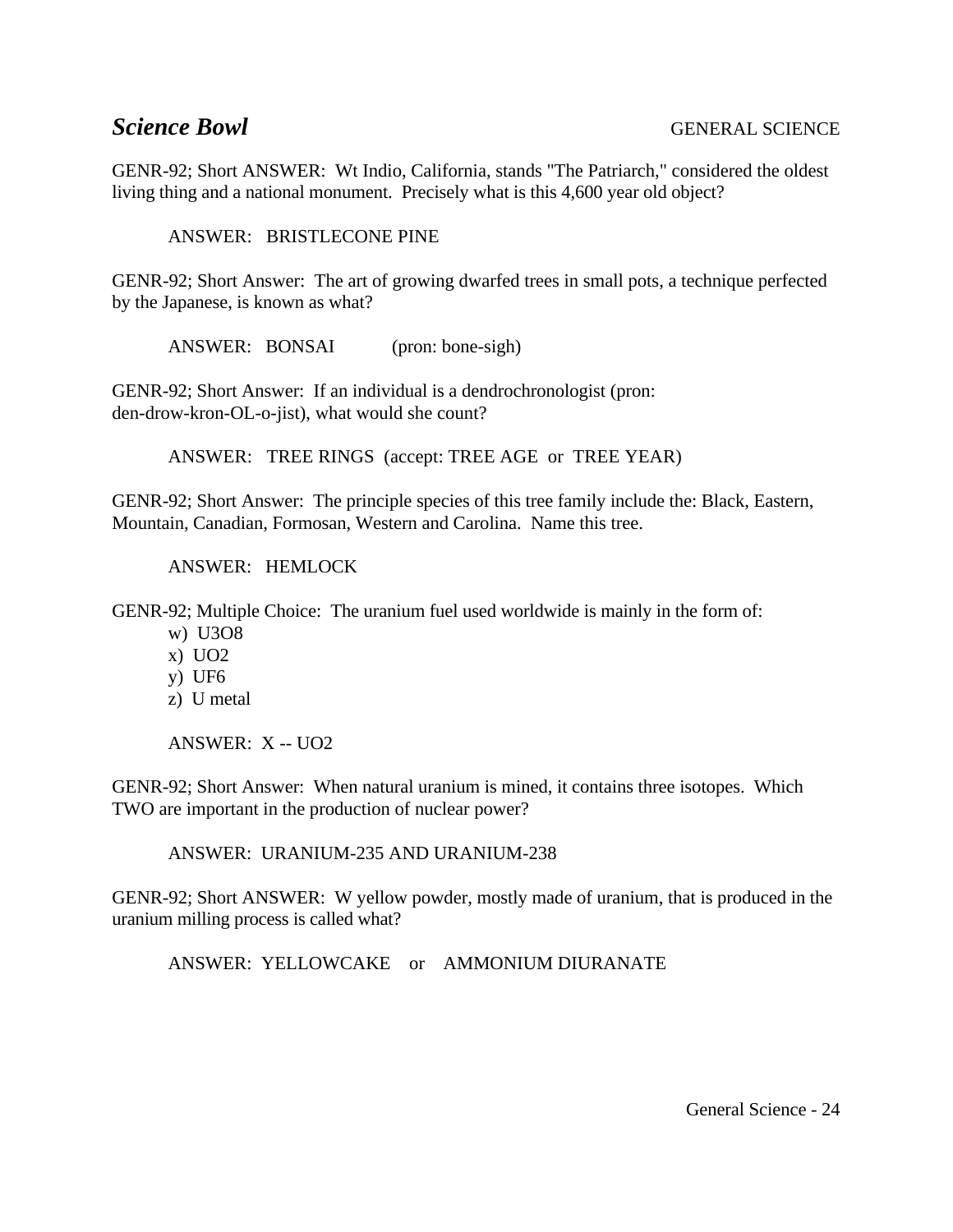## *Science Bowl* GENERAL SCIENCE

GENR-92; Short ANSWER: Wt Indio, California, stands "The Patriarch," considered the oldest living thing and a national monument. Precisely what is this 4,600 year old object?

ANSWER: BRISTLECONE PINE

GENR-92; Short Answer: The art of growing dwarfed trees in small pots, a technique perfected by the Japanese, is known as what?

ANSWER: BONSAI (pron: bone-sigh)

GENR-92; Short Answer: If an individual is a dendrochronologist (pron: den-drow-kron-OL-o-jist), what would she count?

ANSWER: TREE RINGS (accept: TREE AGE or TREE YEAR)

GENR-92; Short Answer: The principle species of this tree family include the: Black, Eastern, Mountain, Canadian, Formosan, Western and Carolina. Name this tree.

ANSWER: HEMLOCK

GENR-92; Multiple Choice: The uranium fuel used worldwide is mainly in the form of:

w) $U_3O_8$
x) $UO_2$
y) $UF_6$
z) U metal

ANSWER: X -- $UO_2$

GENR-92; Short Answer: When natural uranium is mined, it contains three isotopes. Which TWO are important in the production of nuclear power?

ANSWER: URANIUM-235 AND URANIUM-238

GENR-92; Short ANSWER: W yellow powder, mostly made of uranium, that is produced in the uranium milling process is called what?

ANSWER: YELLOWCAKE or AMMONIUM DIURANATE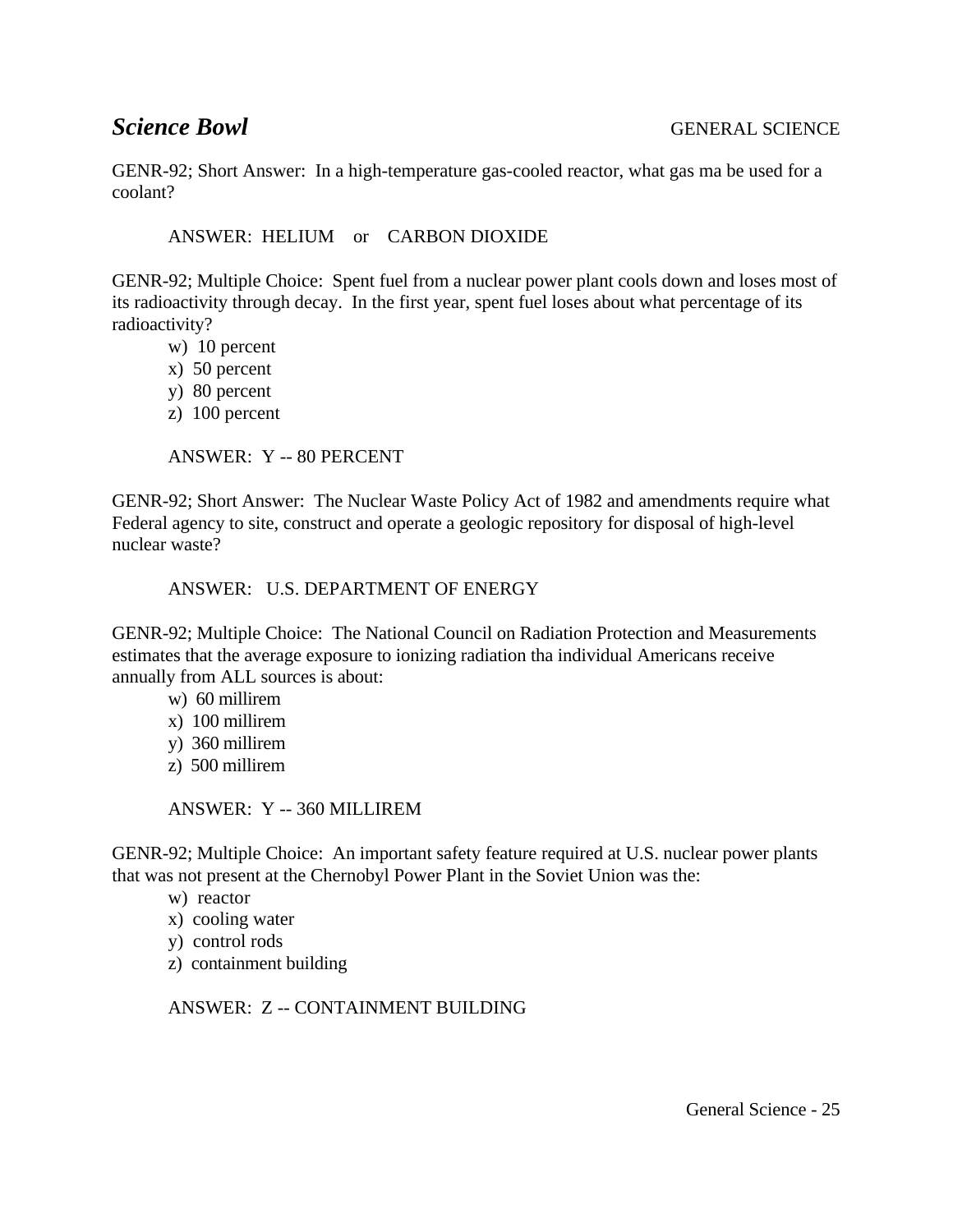***Science Bowl*** GENERAL SCIENCE

GENR-92; Short Answer: In a high-temperature gas-cooled reactor, what gas ma be used for a coolant?

ANSWER: HELIUM or CARBON DIOXIDE

GENR-92; Multiple Choice: Spent fuel from a nuclear power plant cools down and loses most of its radioactivity through decay. In the first year, spent fuel loses about what percentage of its radioactivity?

w) 10 percent
x) 50 percent
y) 80 percent
z) 100 percent

ANSWER: Y -- 80 PERCENT

GENR-92; Short Answer: The Nuclear Waste Policy Act of 1982 and amendments require what Federal agency to site, construct and operate a geologic repository for disposal of high-level nuclear waste?

ANSWER: U.S. DEPARTMENT OF ENERGY

GENR-92; Multiple Choice: The National Council on Radiation Protection and Measurements estimates that the average exposure to ionizing radiation tha individual Americans receive annually from ALL sources is about:

w) 60 millirem
x) 100 millirem
y) 360 millirem
z) 500 millirem

ANSWER: Y -- 360 MILLIREM

GENR-92; Multiple Choice: An important safety feature required at U.S. nuclear power plants that was not present at the Chernobyl Power Plant in the Soviet Union was the:

w) reactor
x) cooling water
y) control rods
z) containment building

ANSWER: Z -- CONTAINMENT BUILDING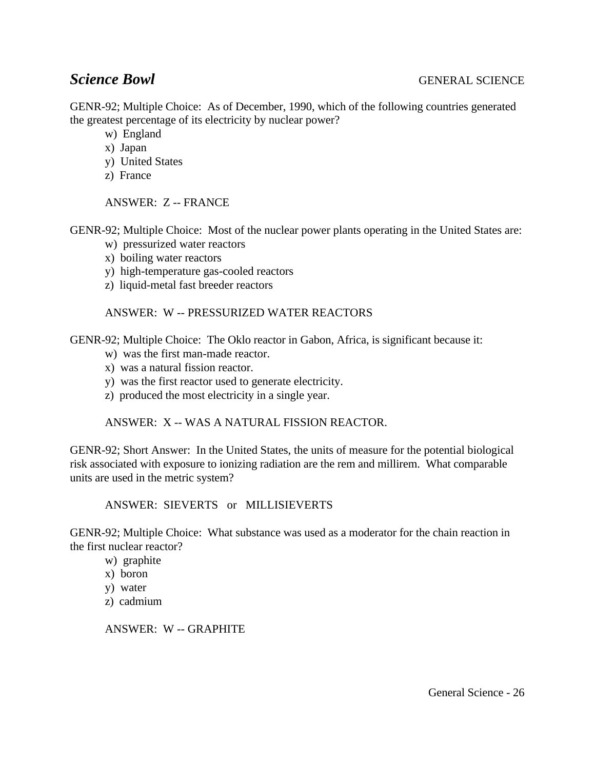GENR-92; Multiple Choice: As of December, 1990, which of the following countries generated the greatest percentage of its electricity by nuclear power?

w) England
x) Japan
y) United States
z) France

ANSWER: Z -- FRANCE

GENR-92; Multiple Choice: Most of the nuclear power plants operating in the United States are:

w) pressurized water reactors
x) boiling water reactors
y) high-temperature gas-cooled reactors
z) liquid-metal fast breeder reactors

ANSWER: W -- PRESSURIZED WATER REACTORS

GENR-92; Multiple Choice: The Oklo reactor in Gabon, Africa, is significant because it:

w) was the first man-made reactor.
x) was a natural fission reactor.
y) was the first reactor used to generate electricity.
z) produced the most electricity in a single year.

ANSWER: X -- WAS A NATURAL FISSION REACTOR.

GENR-92; Short Answer: In the United States, the units of measure for the potential biological risk associated with exposure to ionizing radiation are the rem and millirem. What comparable units are used in the metric system?

ANSWER: SIEVERTS or MILLISIEVERTS

GENR-92; Multiple Choice: What substance was used as a moderator for the chain reaction in the first nuclear reactor?

w) graphite
x) boron
y) water
z) cadmium

ANSWER: W -- GRAPHITE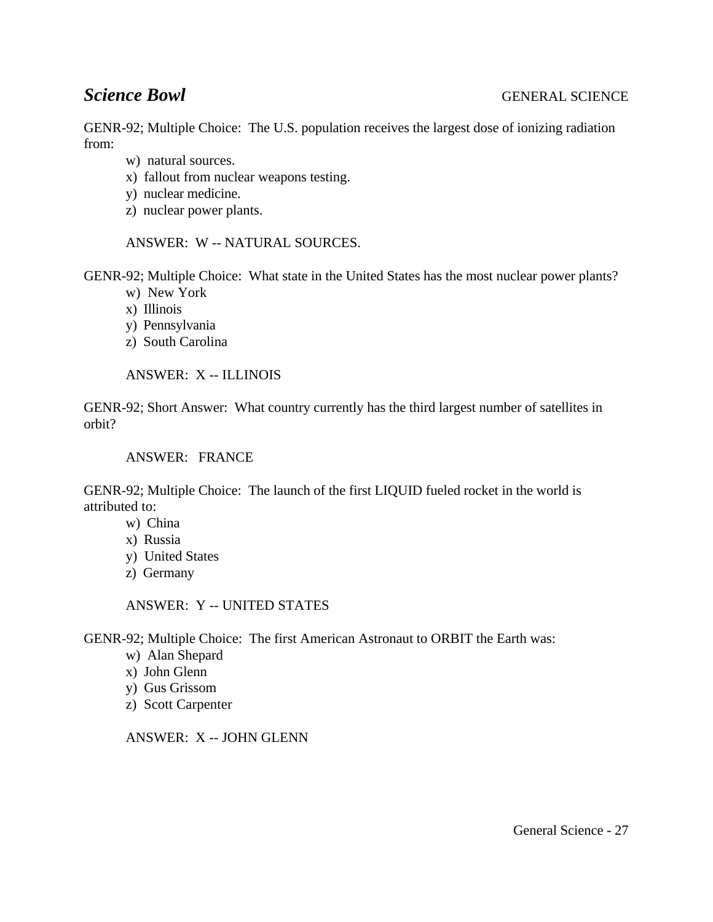GENR-92; Multiple Choice:  The U.S. population receives the largest dose of ionizing radiation from:

w)  natural sources.
x)  fallout from nuclear weapons testing.
y)  nuclear medicine.
z)  nuclear power plants.

ANSWER:  W -- NATURAL SOURCES.

GENR-92; Multiple Choice:  What state in the United States has the most nuclear power plants?

w)  New York
x)  Illinois
y)  Pennsylvania
z)  South Carolina

ANSWER:  X -- ILLINOIS

GENR-92; Short Answer:  What country currently has the third largest number of satellites in orbit?

ANSWER:   FRANCE

GENR-92; Multiple Choice:  The launch of the first LIQUID fueled rocket in the world is attributed to:

w)  China
x)  Russia
y)  United States
z)  Germany

ANSWER:  Y -- UNITED STATES

GENR-92; Multiple Choice:  The first American Astronaut to ORBIT the Earth was:

w)  Alan Shepard
x)  John Glenn
y)  Gus Grissom
z)  Scott Carpenter

ANSWER:  X -- JOHN GLENN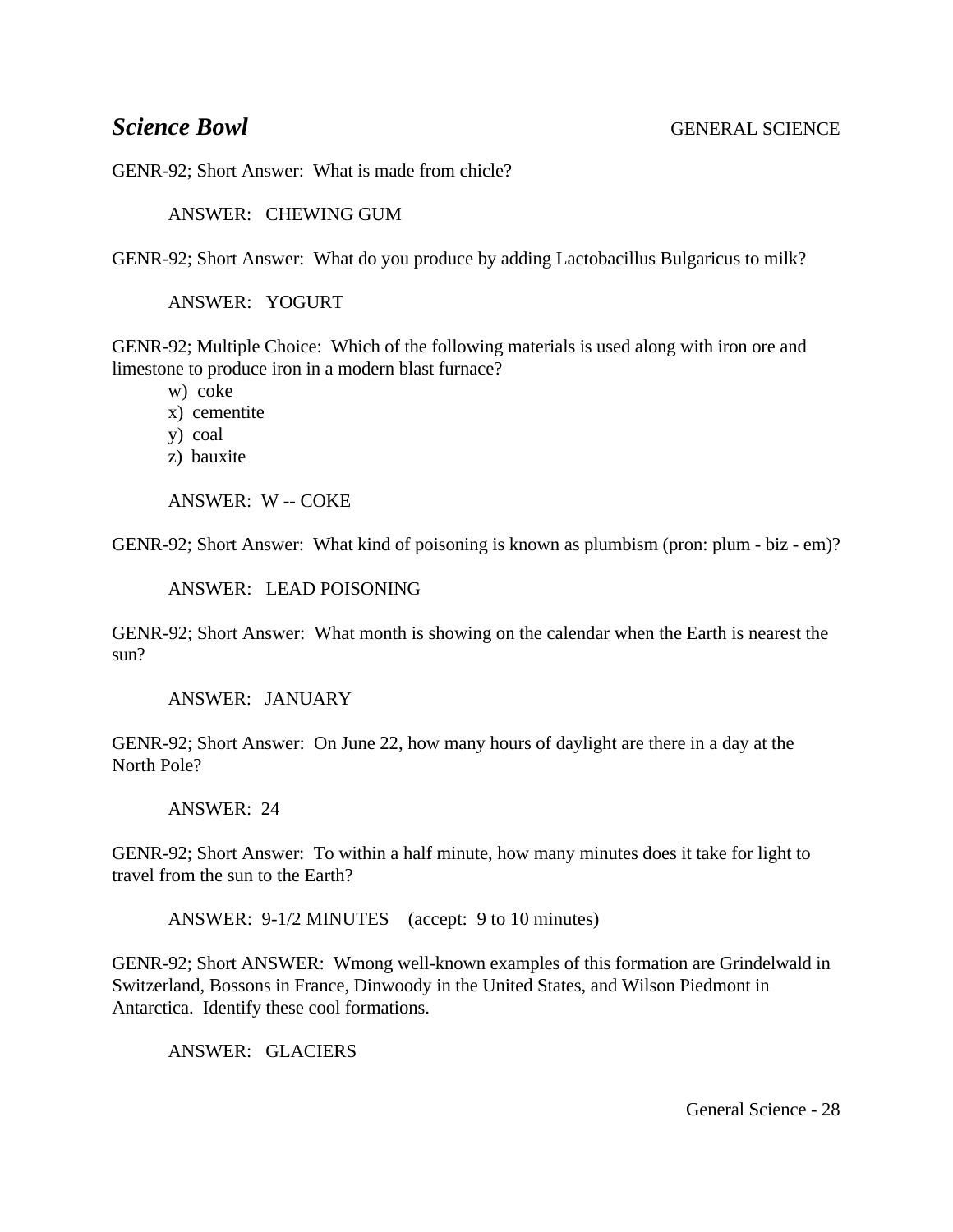# *Science Bowl* GENERAL SCIENCE

GENR-92; Short Answer: What is made from chicle?

ANSWER: CHEWING GUM

GENR-92; Short Answer: What do you produce by adding Lactobacillus Bulgaricus to milk?

ANSWER: YOGURT

GENR-92; Multiple Choice: Which of the following materials is used along with iron ore and limestone to produce iron in a modern blast furnace?

w) coke
x) cementite
y) coal
z) bauxite

ANSWER: W -- COKE

GENR-92; Short Answer: What kind of poisoning is known as plumbism (pron: plum - biz - em)?

ANSWER: LEAD POISONING

GENR-92; Short Answer: What month is showing on the calendar when the Earth is nearest the sun?

ANSWER: JANUARY

GENR-92; Short Answer: On June 22, how many hours of daylight are there in a day at the North Pole?

ANSWER: 24

GENR-92; Short Answer: To within a half minute, how many minutes does it take for light to travel from the sun to the Earth?

ANSWER: 9-1/2 MINUTES (accept: 9 to 10 minutes)

GENR-92; Short ANSWER: Wmong well-known examples of this formation are Grindelwald in Switzerland, Bossons in France, Dinwoody in the United States, and Wilson Piedmont in Antarctica. Identify these cool formations.

ANSWER: GLACIERS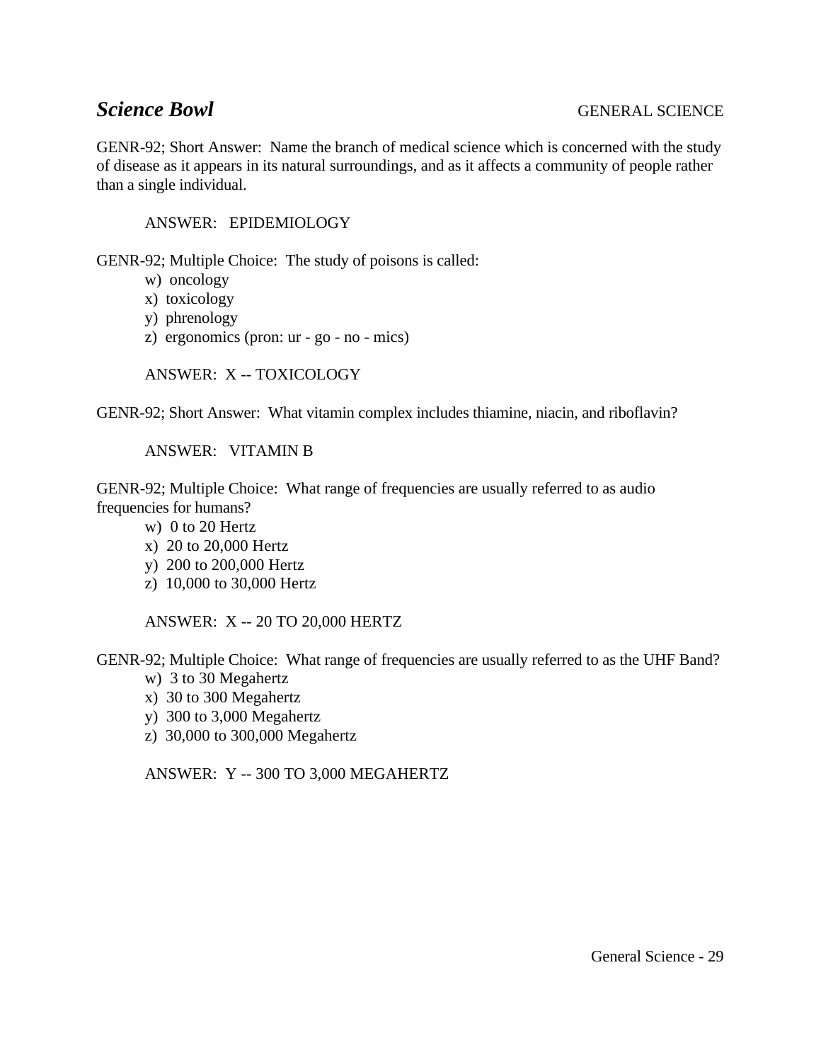## *Science Bowl* GENERAL SCIENCE

GENR-92; Short Answer: Name the branch of medical science which is concerned with the study of disease as it appears in its natural surroundings, and as it affects a community of people rather than a single individual.

ANSWER: EPIDEMIOLOGY

GENR-92; Multiple Choice: The study of poisons is called:

w) oncology
x) toxicology
y) phrenology
z) ergonomics (pron: ur - go - no - mics)

ANSWER: X -- TOXICOLOGY

GENR-92; Short Answer: What vitamin complex includes thiamine, niacin, and riboflavin?

ANSWER: VITAMIN B

GENR-92; Multiple Choice: What range of frequencies are usually referred to as audio frequencies for humans?

w) 0 to 20 Hertz
x) 20 to 20,000 Hertz
y) 200 to 200,000 Hertz
z) 10,000 to 30,000 Hertz

ANSWER: X -- 20 TO 20,000 HERTZ

GENR-92; Multiple Choice: What range of frequencies are usually referred to as the UHF Band?

w) 3 to 30 Megahertz
x) 30 to 300 Megahertz
y) 300 to 3,000 Megahertz
z) 30,000 to 300,000 Megahertz

ANSWER: Y -- 300 TO 3,000 MEGAHERTZ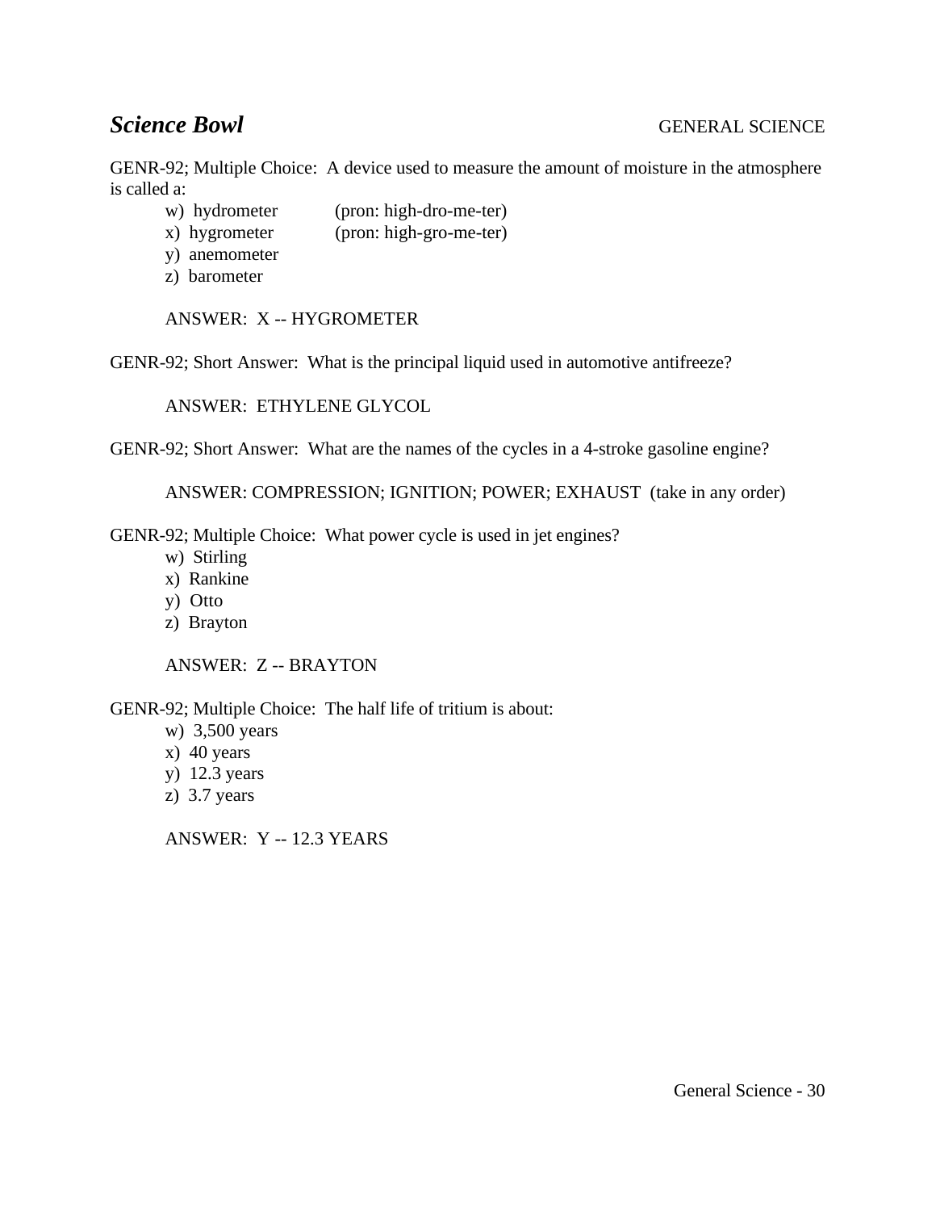## *Science Bowl* GENERAL SCIENCE

GENR-92; Multiple Choice: A device used to measure the amount of moisture in the atmosphere is called a:

w) hydrometer (pron: high-dro-me-ter)
x) hygrometer (pron: high-gro-me-ter)
y) anemometer
z) barometer

ANSWER: X -- HYGROMETER

GENR-92; Short Answer: What is the principal liquid used in automotive antifreeze?

ANSWER: ETHYLENE GLYCOL

GENR-92; Short Answer: What are the names of the cycles in a 4-stroke gasoline engine?

ANSWER: COMPRESSION; IGNITION; POWER; EXHAUST (take in any order)

GENR-92; Multiple Choice: What power cycle is used in jet engines?

w) Stirling
x) Rankine
y) Otto
z) Brayton

ANSWER: Z -- BRAYTON

GENR-92; Multiple Choice: The half life of tritium is about:

w) 3,500 years
x) 40 years
y) 12.3 years
z) 3.7 years

ANSWER: Y -- 12.3 YEARS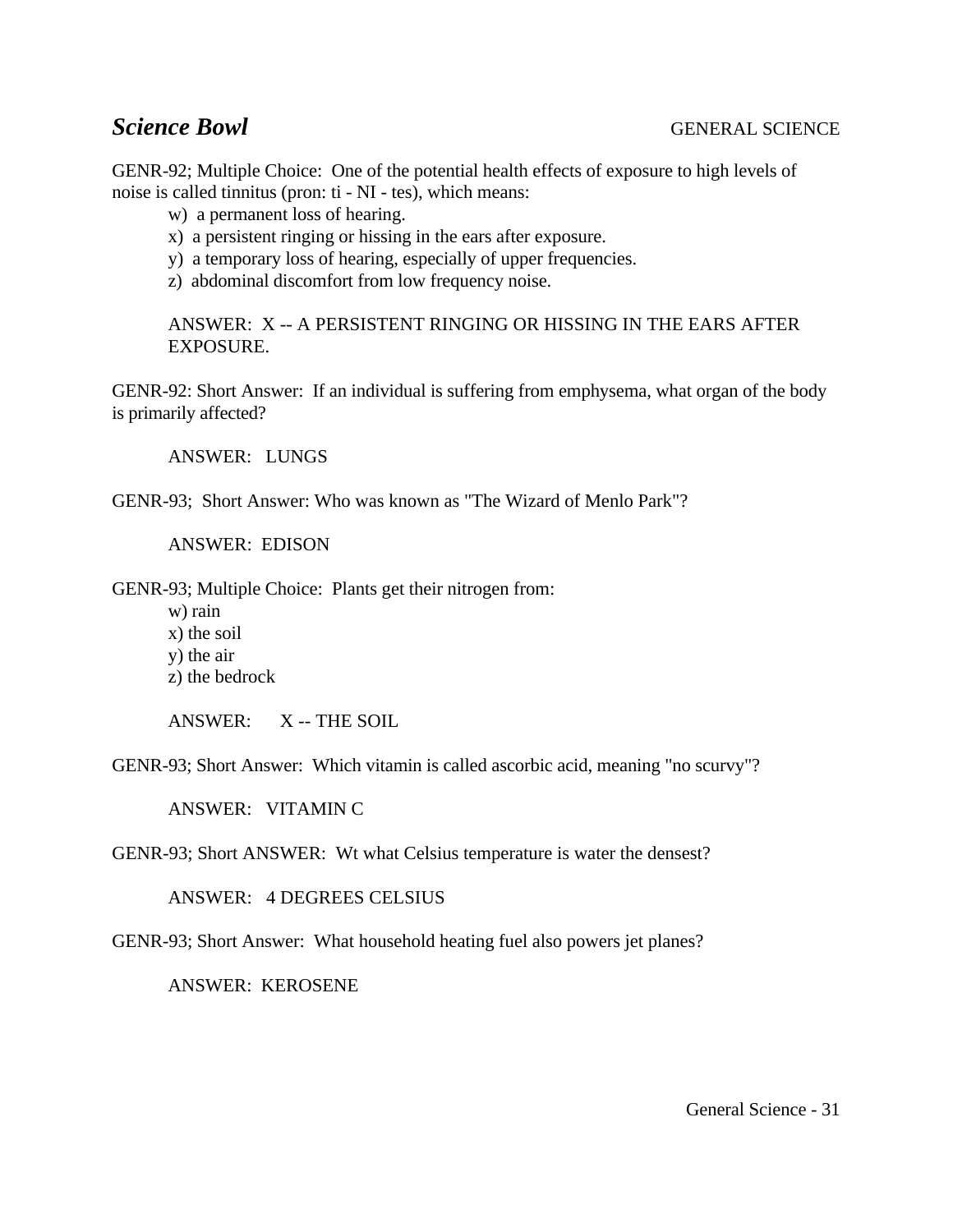## *Science Bowl* GENERAL SCIENCE

GENR-92; Multiple Choice: One of the potential health effects of exposure to high levels of noise is called tinnitus (pron: ti - NI - tes), which means:

w) a permanent loss of hearing.
x) a persistent ringing or hissing in the ears after exposure.
y) a temporary loss of hearing, especially of upper frequencies.
z) abdominal discomfort from low frequency noise.

ANSWER: X -- A PERSISTENT RINGING OR HISSING IN THE EARS AFTER EXPOSURE.

GENR-92: Short Answer: If an individual is suffering from emphysema, what organ of the body is primarily affected?

ANSWER: LUNGS

GENR-93; Short Answer: Who was known as "The Wizard of Menlo Park"?

ANSWER: EDISON

GENR-93; Multiple Choice: Plants get their nitrogen from:

w) rain
x) the soil
y) the air
z) the bedrock

ANSWER: X -- THE SOIL

GENR-93; Short Answer: Which vitamin is called ascorbic acid, meaning "no scurvy"?

ANSWER: VITAMIN C

GENR-93; Short ANSWER: Wt what Celsius temperature is water the densest?

ANSWER: 4 DEGREES CELSIUS

GENR-93; Short Answer: What household heating fuel also powers jet planes?

ANSWER: KEROSENE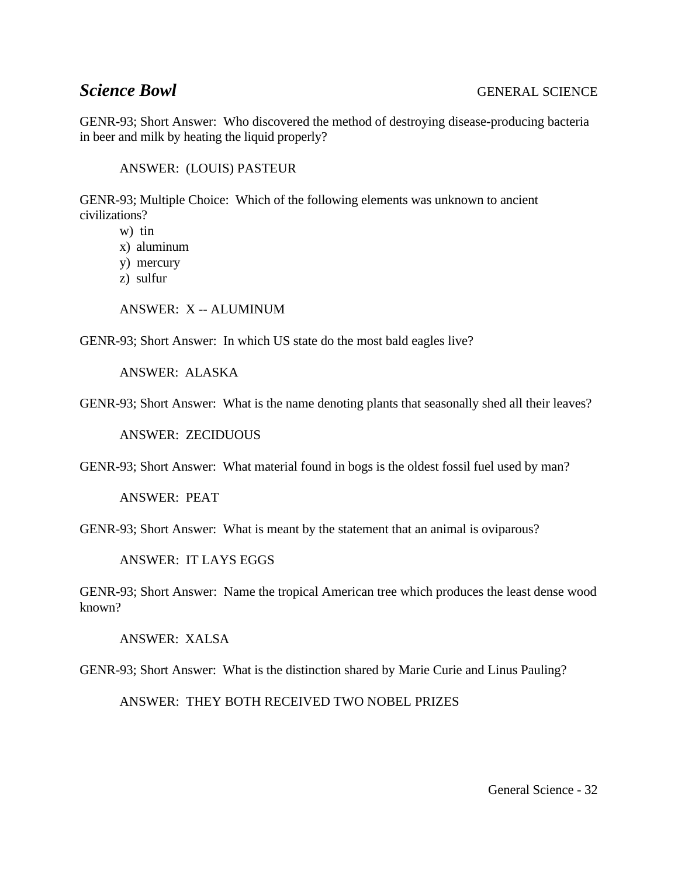## *Science Bowl* GENERAL SCIENCE

GENR-93; Short Answer: Who discovered the method of destroying disease-producing bacteria in beer and milk by heating the liquid properly?

ANSWER: (LOUIS) PASTEUR

GENR-93; Multiple Choice: Which of the following elements was unknown to ancient civilizations?

w) tin
x) aluminum
y) mercury
z) sulfur

ANSWER: X -- ALUMINUM

GENR-93; Short Answer: In which US state do the most bald eagles live?

ANSWER: ALASKA

GENR-93; Short Answer: What is the name denoting plants that seasonally shed all their leaves?

ANSWER: ZECIDUOUS

GENR-93; Short Answer: What material found in bogs is the oldest fossil fuel used by man?

ANSWER: PEAT

GENR-93; Short Answer: What is meant by the statement that an animal is oviparous?

ANSWER: IT LAYS EGGS

GENR-93; Short Answer: Name the tropical American tree which produces the least dense wood known?

ANSWER: XALSA

GENR-93; Short Answer: What is the distinction shared by Marie Curie and Linus Pauling?

ANSWER: THEY BOTH RECEIVED TWO NOBEL PRIZES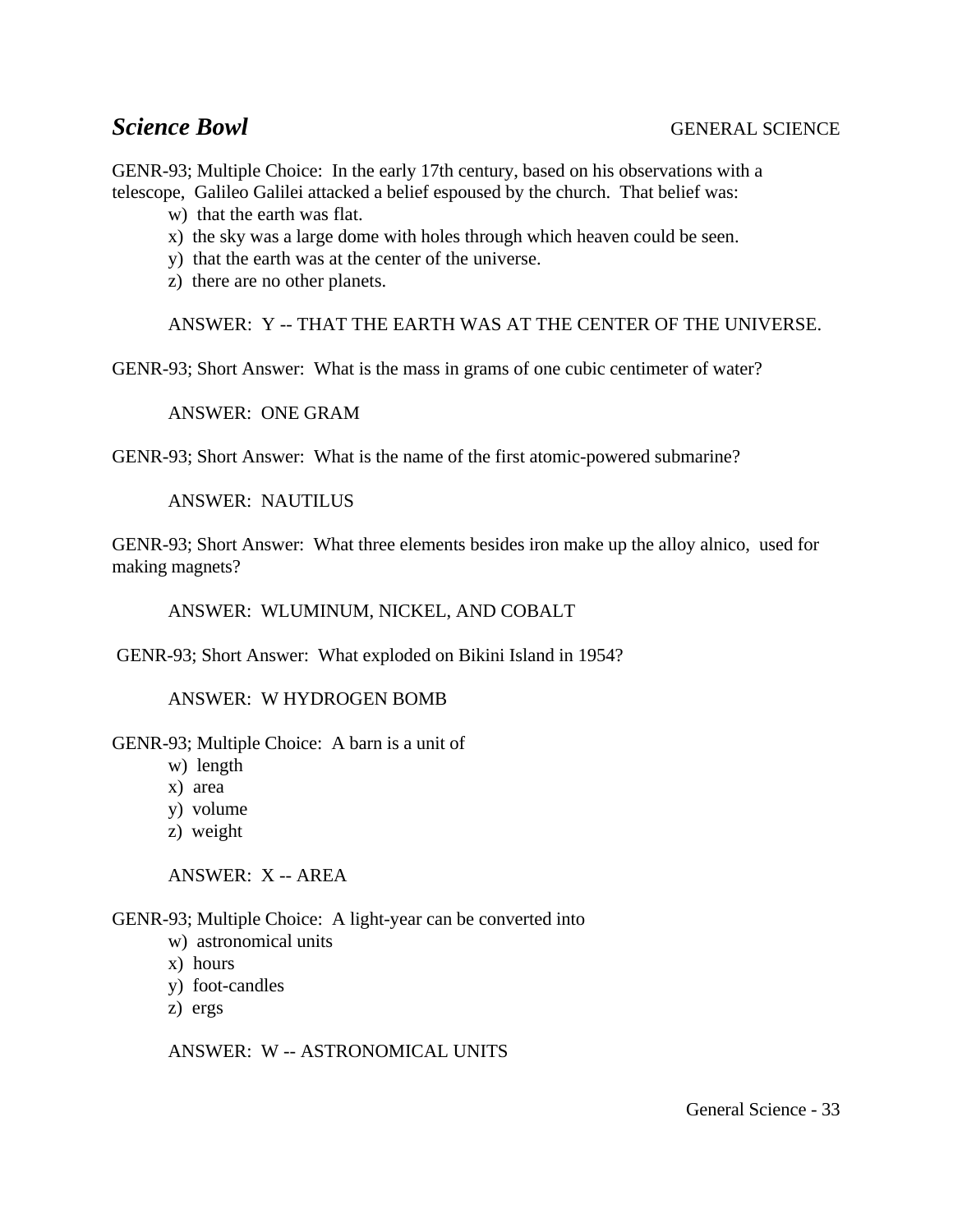## *Science Bowl* GENERAL SCIENCE

GENR-93; Multiple Choice: In the early 17th century, based on his observations with a telescope, Galileo Galilei attacked a belief espoused by the church. That belief was:

w) that the earth was flat.
x) the sky was a large dome with holes through which heaven could be seen.
y) that the earth was at the center of the universe.
z) there are no other planets.

ANSWER: Y -- THAT THE EARTH WAS AT THE CENTER OF THE UNIVERSE.

GENR-93; Short Answer: What is the mass in grams of one cubic centimeter of water?

ANSWER: ONE GRAM

GENR-93; Short Answer: What is the name of the first atomic-powered submarine?

ANSWER: NAUTILUS

GENR-93; Short Answer: What three elements besides iron make up the alloy alnico, used for making magnets?

ANSWER: WLUMINUM, NICKEL, AND COBALT

GENR-93; Short Answer: What exploded on Bikini Island in 1954?

ANSWER: W HYDROGEN BOMB

GENR-93; Multiple Choice: A barn is a unit of

w) length
x) area
y) volume
z) weight

ANSWER: X -- AREA

GENR-93; Multiple Choice: A light-year can be converted into

w) astronomical units
x) hours
y) foot-candles
z) ergs

ANSWER: W -- ASTRONOMICAL UNITS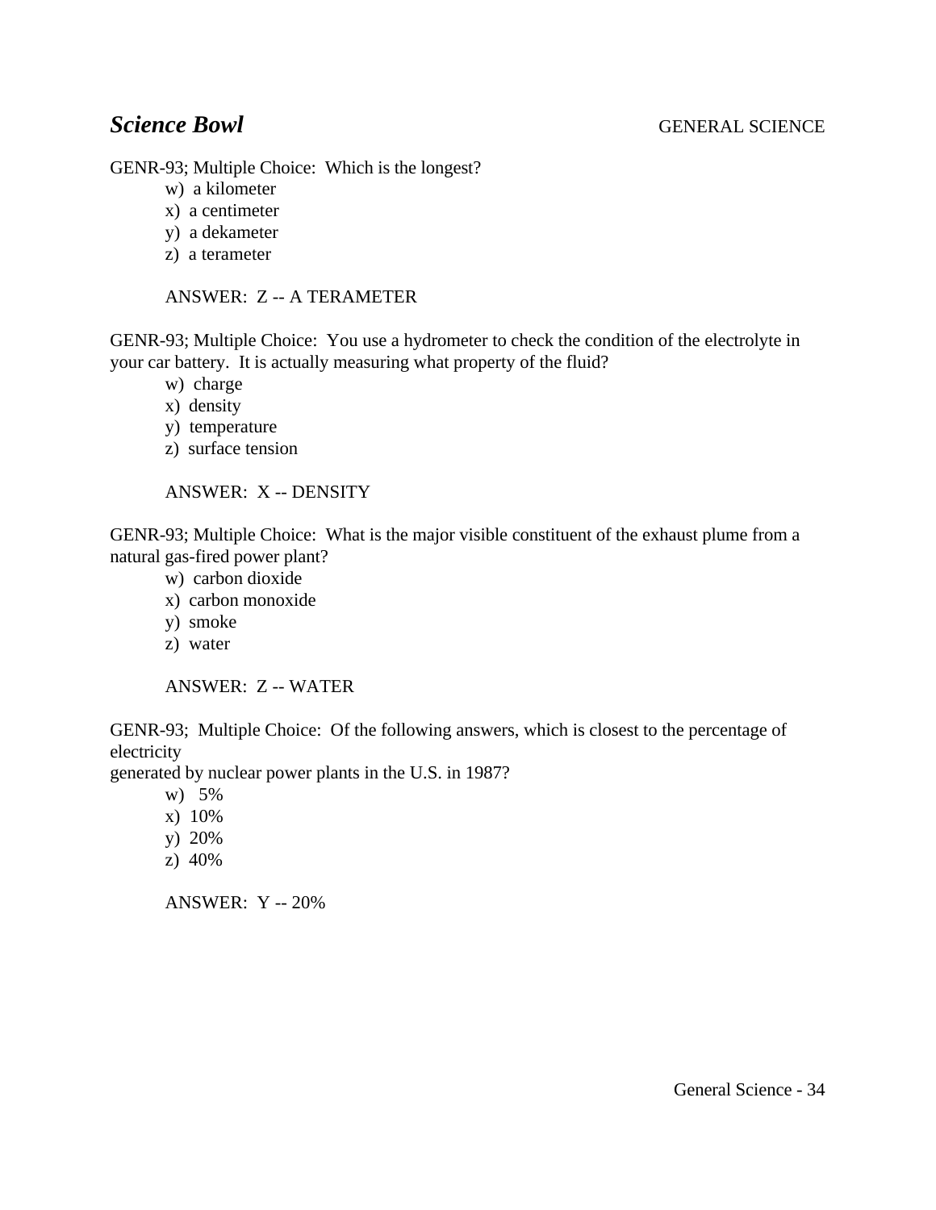GENR-93; Multiple Choice:  Which is the longest?

w)  a kilometer
x)  a centimeter
y)  a dekameter
z)  a terameter

ANSWER:  Z -- A TERAMETER

GENR-93; Multiple Choice:  You use a hydrometer to check the condition of the electrolyte in your car battery.  It is actually measuring what property of the fluid?

w)  charge
x)  density
y)  temperature
z)  surface tension

ANSWER:  X -- DENSITY

GENR-93; Multiple Choice:  What is the major visible constituent of the exhaust plume from a natural gas-fired power plant?

w)  carbon dioxide
x)  carbon monoxide
y)  smoke
z)  water

ANSWER:  Z -- WATER

GENR-93;  Multiple Choice:  Of the following answers, which is closest to the percentage of electricity
generated by nuclear power plants in the U.S. in 1987?

w)   5%
x)  10%
y)  20%
z)  40%

ANSWER:  Y -- 20%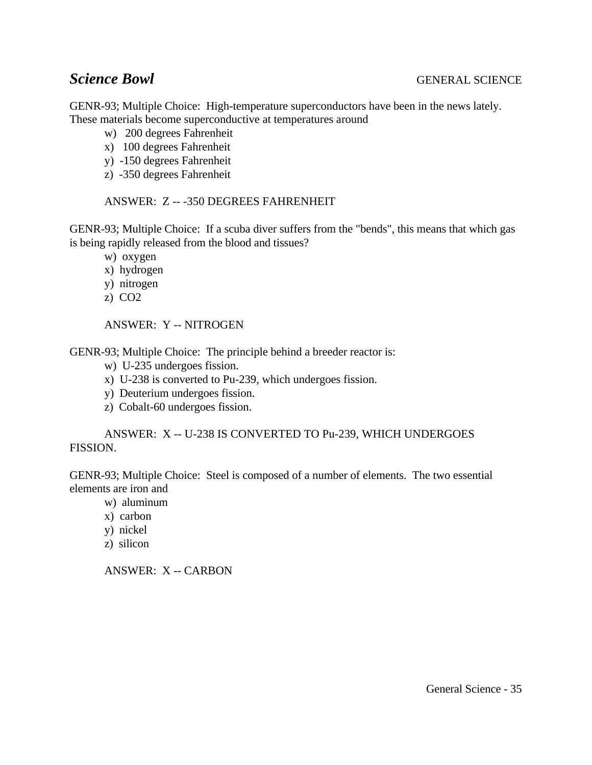## *Science Bowl* GENERAL SCIENCE

GENR-93; Multiple Choice: High-temperature superconductors have been in the news lately. These materials become superconductive at temperatures around

w) 200 degrees Fahrenheit
x) 100 degrees Fahrenheit
y) -150 degrees Fahrenheit
z) -350 degrees Fahrenheit

ANSWER: Z -- -350 DEGREES FAHRENHEIT

GENR-93; Multiple Choice: If a scuba diver suffers from the "bends", this means that which gas is being rapidly released from the blood and tissues?

w) oxygen
x) hydrogen
y) nitrogen
z) $CO_2$

ANSWER: Y -- NITROGEN

GENR-93; Multiple Choice: The principle behind a breeder reactor is:

w) U-235 undergoes fission.
x) U-238 is converted to Pu-239, which undergoes fission.
y) Deuterium undergoes fission.
z) Cobalt-60 undergoes fission.

ANSWER: X -- U-238 IS CONVERTED TO Pu-239, WHICH UNDERGOES FISSION.

GENR-93; Multiple Choice: Steel is composed of a number of elements. The two essential elements are iron and

w) aluminum
x) carbon
y) nickel
z) silicon

ANSWER: X -- CARBON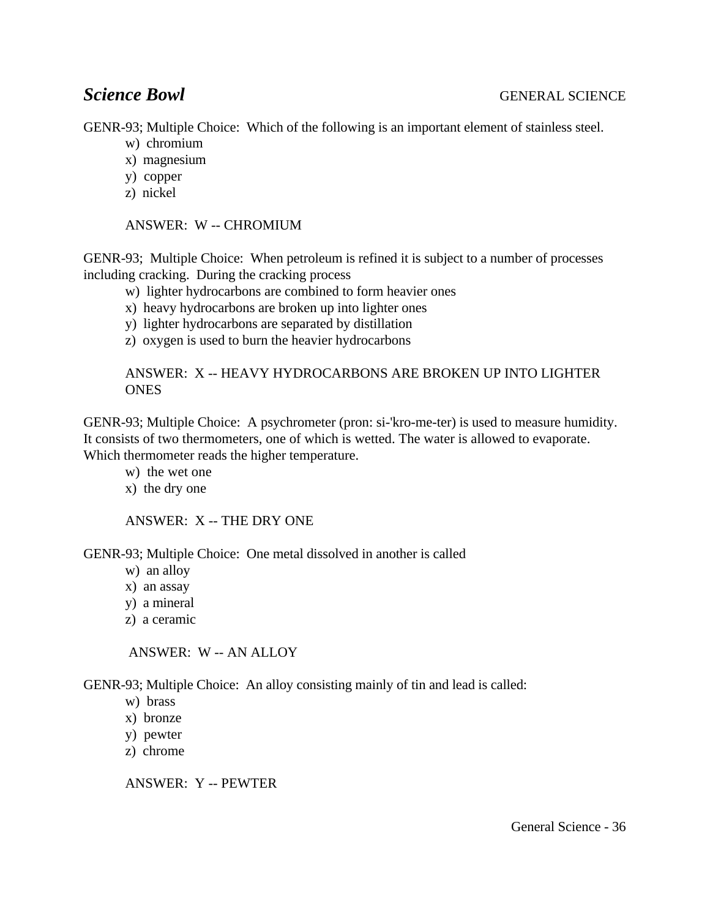GENR-93; Multiple Choice:  Which of the following is an important element of stainless steel.

w)  chromium
x)  magnesium
y)  copper
z)  nickel

ANSWER:  W -- CHROMIUM

GENR-93;  Multiple Choice:  When petroleum is refined it is subject to a number of processes including cracking.  During the cracking process

w)  lighter hydrocarbons are combined to form heavier ones
x)  heavy hydrocarbons are broken up into lighter ones
y)  lighter hydrocarbons are separated by distillation
z)  oxygen is used to burn the heavier hydrocarbons

ANSWER:  X -- HEAVY HYDROCARBONS ARE BROKEN UP INTO LIGHTER ONES

GENR-93; Multiple Choice:  A psychrometer (pron: si-'kro-me-ter) is used to measure humidity. It consists of two thermometers, one of which is wetted. The water is allowed to evaporate. Which thermometer reads the higher temperature.

w)  the wet one
x)  the dry one

ANSWER:  X -- THE DRY ONE

GENR-93; Multiple Choice:  One metal dissolved in another is called

w)  an alloy
x)  an assay
y)  a mineral
z)  a ceramic

ANSWER:  W -- AN ALLOY

GENR-93; Multiple Choice:  An alloy consisting mainly of tin and lead is called:

w)  brass
x)  bronze
y)  pewter
z)  chrome

ANSWER:  Y -- PEWTER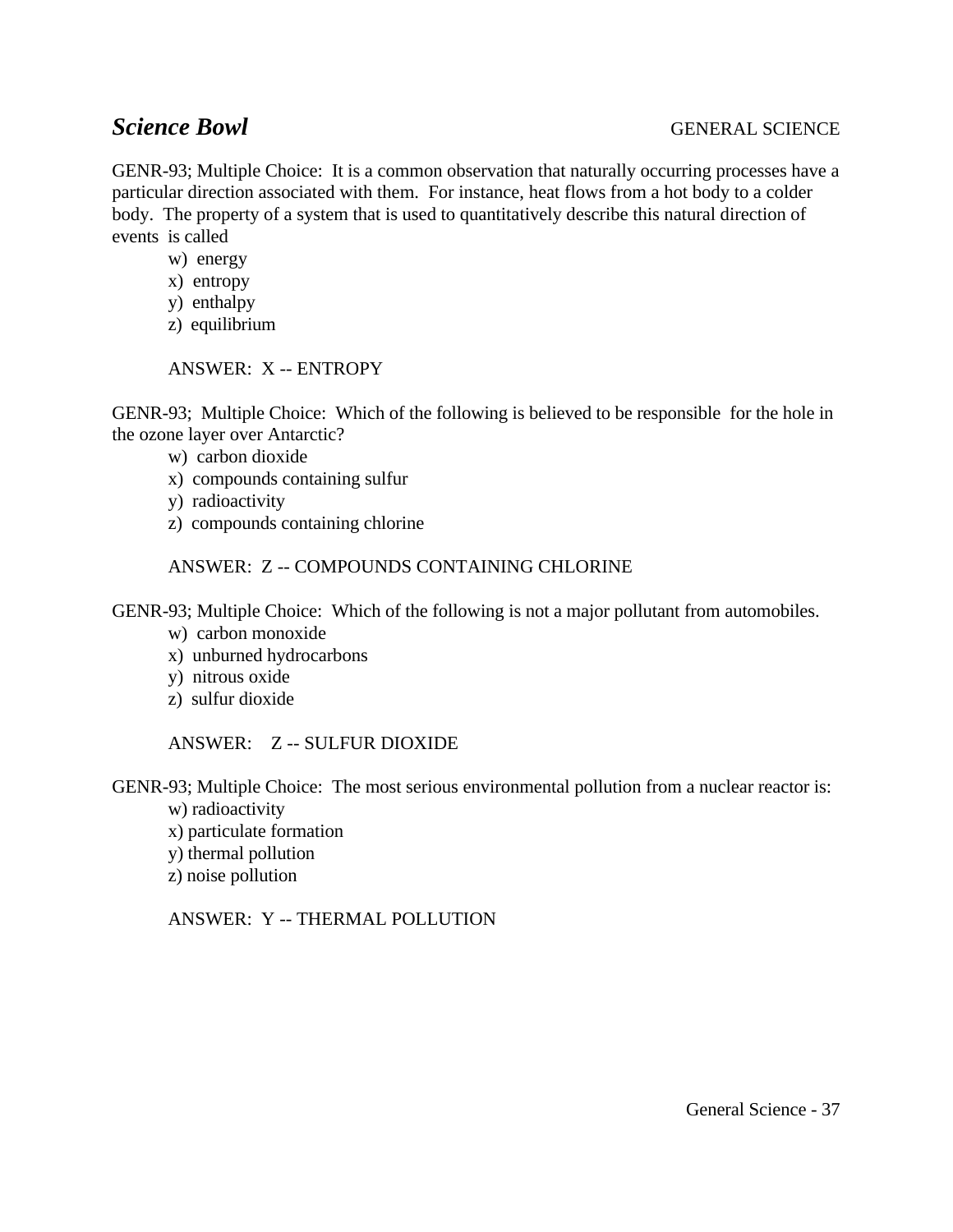***Science Bowl*** GENERAL SCIENCE

GENR-93; Multiple Choice: It is a common observation that naturally occurring processes have a particular direction associated with them. For instance, heat flows from a hot body to a colder body. The property of a system that is used to quantitatively describe this natural direction of events is called

w) energy
x) entropy
y) enthalpy
z) equilibrium

ANSWER: X -- ENTROPY

GENR-93; Multiple Choice: Which of the following is believed to be responsible for the hole in the ozone layer over Antarctic?

w) carbon dioxide
x) compounds containing sulfur
y) radioactivity
z) compounds containing chlorine

ANSWER: Z -- COMPOUNDS CONTAINING CHLORINE

GENR-93; Multiple Choice: Which of the following is not a major pollutant from automobiles.

w) carbon monoxide
x) unburned hydrocarbons
y) nitrous oxide
z) sulfur dioxide

ANSWER: Z -- SULFUR DIOXIDE

GENR-93; Multiple Choice: The most serious environmental pollution from a nuclear reactor is:

w) radioactivity
x) particulate formation
y) thermal pollution
z) noise pollution

ANSWER: Y -- THERMAL POLLUTION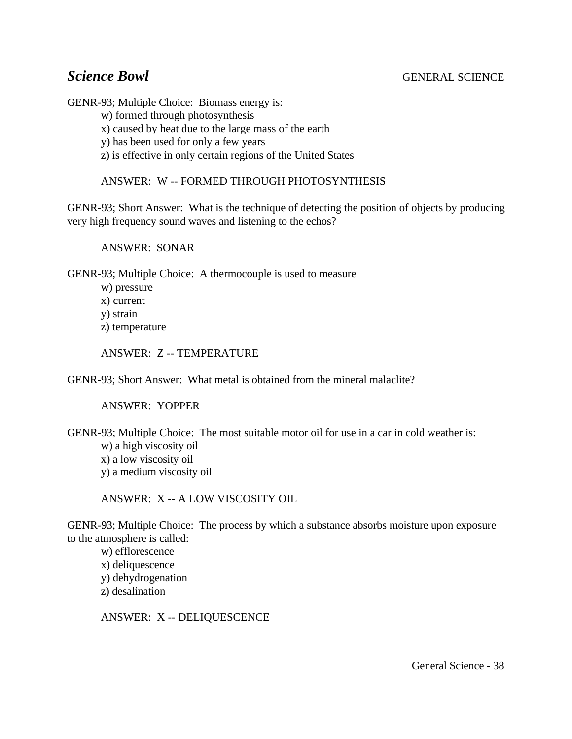## *Science Bowl* GENERAL SCIENCE

GENR-93; Multiple Choice: Biomass energy is:

w) formed through photosynthesis
x) caused by heat due to the large mass of the earth
y) has been used for only a few years
z) is effective in only certain regions of the United States

ANSWER: W -- FORMED THROUGH PHOTOSYNTHESIS

GENR-93; Short Answer: What is the technique of detecting the position of objects by producing very high frequency sound waves and listening to the echos?

ANSWER: SONAR

GENR-93; Multiple Choice: A thermocouple is used to measure

w) pressure
x) current
y) strain
z) temperature

ANSWER: Z -- TEMPERATURE

GENR-93; Short Answer: What metal is obtained from the mineral malaclite?

ANSWER: YOPPER

GENR-93; Multiple Choice: The most suitable motor oil for use in a car in cold weather is:

w) a high viscosity oil
x) a low viscosity oil
y) a medium viscosity oil

ANSWER: X -- A LOW VISCOSITY OIL

GENR-93; Multiple Choice: The process by which a substance absorbs moisture upon exposure to the atmosphere is called:

w) efflorescence
x) deliquescence
y) dehydrogenation
z) desalination

ANSWER: X -- DELIQUESCENCE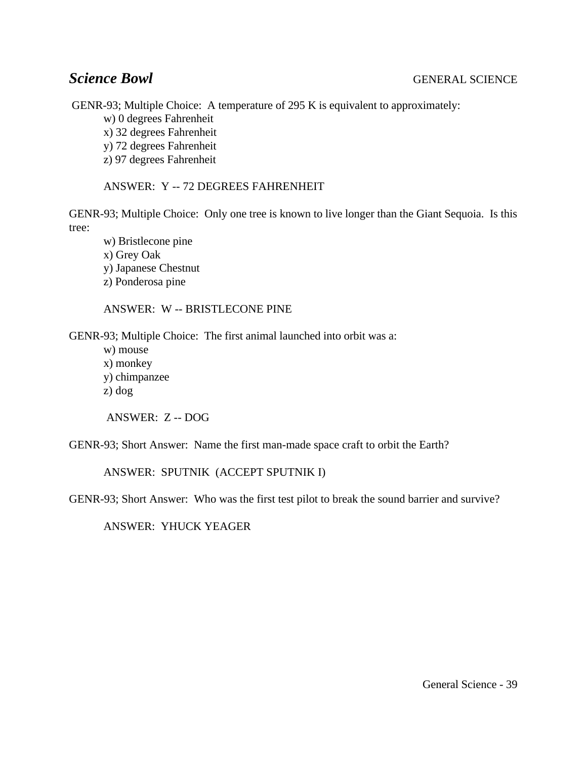## *Science Bowl* GENERAL SCIENCE

GENR-93; Multiple Choice: A temperature of 295 K is equivalent to approximately:

w) 0 degrees Fahrenheit
x) 32 degrees Fahrenheit
y) 72 degrees Fahrenheit
z) 97 degrees Fahrenheit

ANSWER: Y -- 72 DEGREES FAHRENHEIT

GENR-93; Multiple Choice: Only one tree is known to live longer than the Giant Sequoia. Is this tree:

w) Bristlecone pine
x) Grey Oak
y) Japanese Chestnut
z) Ponderosa pine

ANSWER: W -- BRISTLECONE PINE

GENR-93; Multiple Choice: The first animal launched into orbit was a:

w) mouse
x) monkey
y) chimpanzee
z) dog

ANSWER: Z -- DOG

GENR-93; Short Answer: Name the first man-made space craft to orbit the Earth?

ANSWER: SPUTNIK (ACCEPT SPUTNIK I)

GENR-93; Short Answer: Who was the first test pilot to break the sound barrier and survive?

ANSWER: YHUCK YEAGER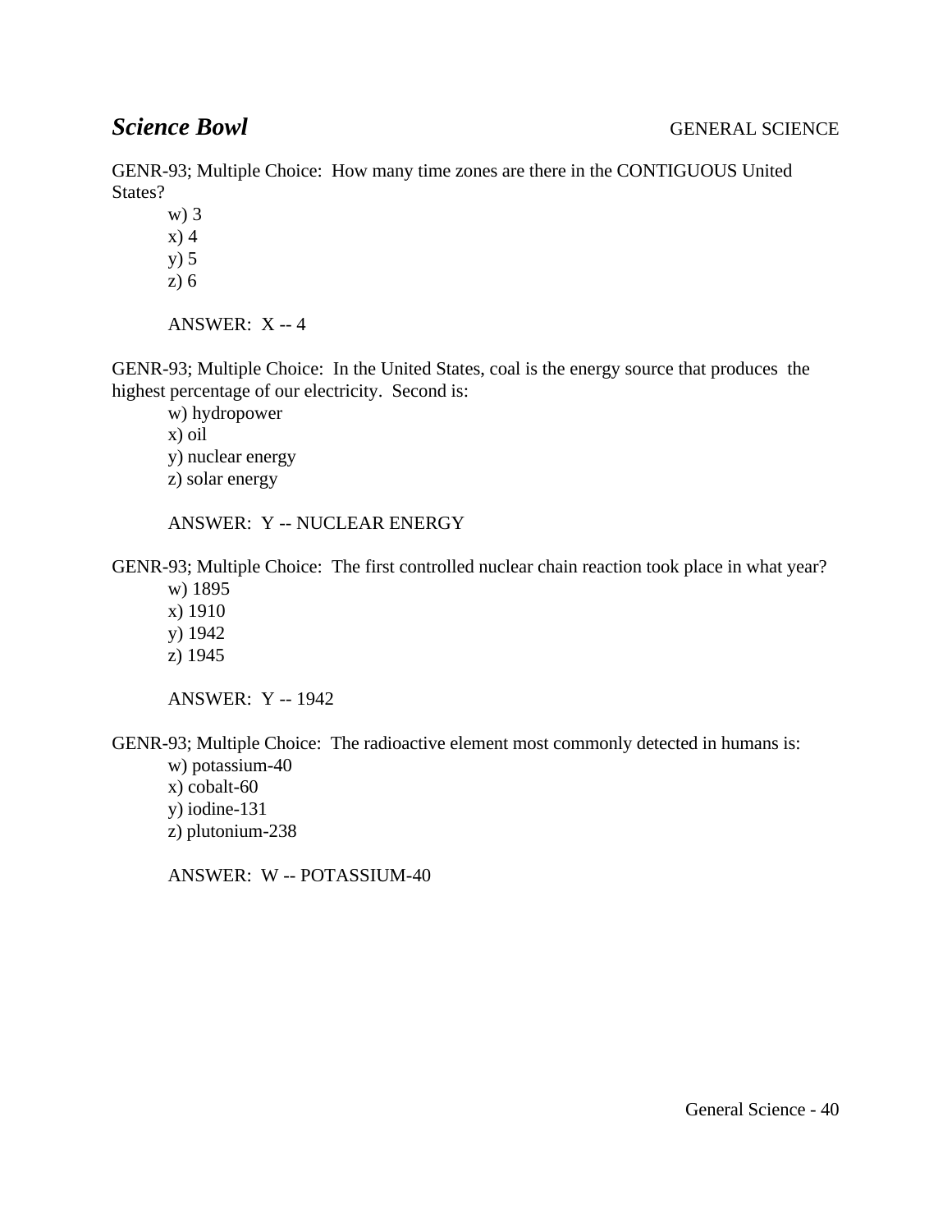GENR-93; Multiple Choice: How many time zones are there in the CONTIGUOUS United States?

w) 3
x) 4
y) 5
z) 6

ANSWER: X -- 4

GENR-93; Multiple Choice: In the United States, coal is the energy source that produces the highest percentage of our electricity. Second is:

w) hydropower
x) oil
y) nuclear energy
z) solar energy

ANSWER: Y -- NUCLEAR ENERGY

GENR-93; Multiple Choice: The first controlled nuclear chain reaction took place in what year?

w) 1895
x) 1910
y) 1942
z) 1945

ANSWER: Y -- 1942

GENR-93; Multiple Choice: The radioactive element most commonly detected in humans is:

w) potassium-40
x) cobalt-60
y) iodine-131
z) plutonium-238

ANSWER: W -- POTASSIUM-40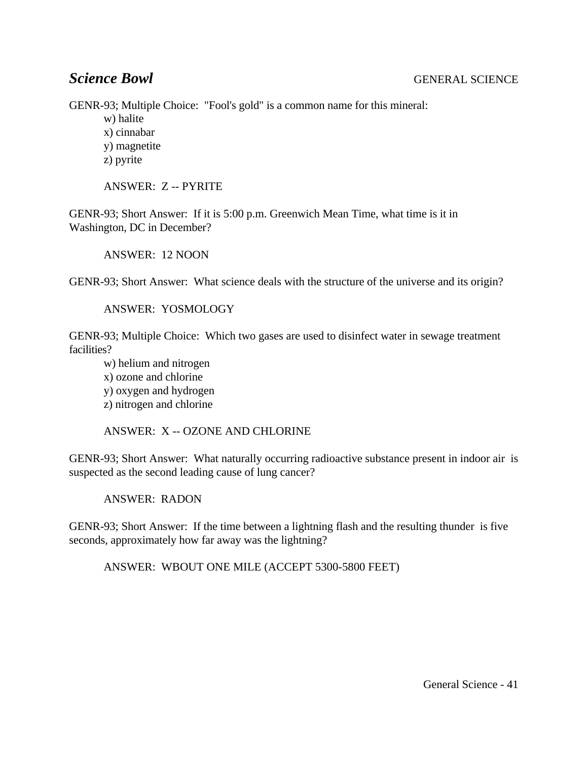## *Science Bowl* GENERAL SCIENCE

GENR-93; Multiple Choice: "Fool's gold" is a common name for this mineral:

w) halite
x) cinnabar
y) magnetite
z) pyrite

ANSWER: Z -- PYRITE

GENR-93; Short Answer: If it is 5:00 p.m. Greenwich Mean Time, what time is it in Washington, DC in December?

ANSWER: 12 NOON

GENR-93; Short Answer: What science deals with the structure of the universe and its origin?

ANSWER: YOSMOLOGY

GENR-93; Multiple Choice: Which two gases are used to disinfect water in sewage treatment facilities?

w) helium and nitrogen
x) ozone and chlorine
y) oxygen and hydrogen
z) nitrogen and chlorine

ANSWER: X -- OZONE AND CHLORINE

GENR-93; Short Answer: What naturally occurring radioactive substance present in indoor air is suspected as the second leading cause of lung cancer?

ANSWER: RADON

GENR-93; Short Answer: If the time between a lightning flash and the resulting thunder is five seconds, approximately how far away was the lightning?

ANSWER: WBOUT ONE MILE (ACCEPT 5300-5800 FEET)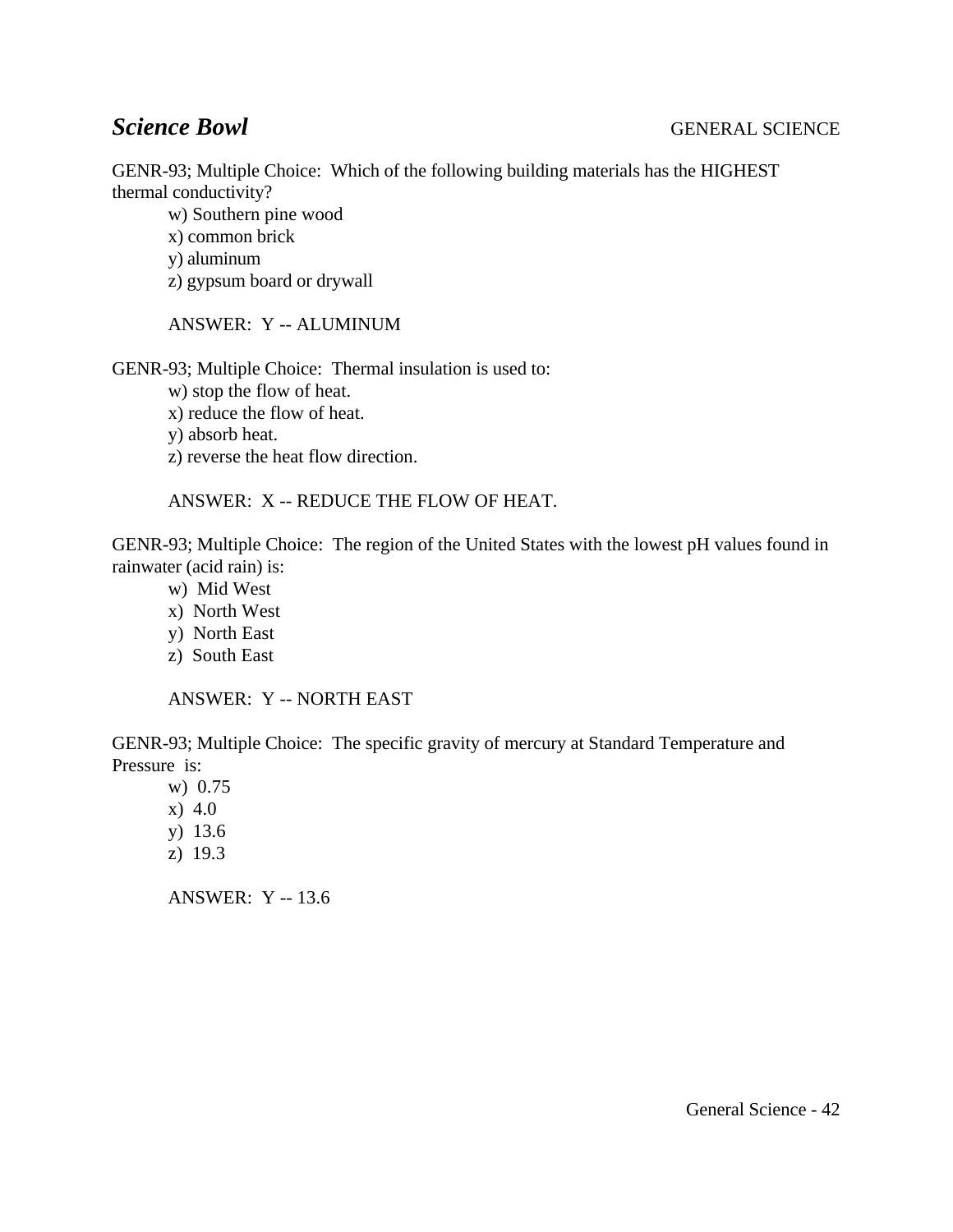***Science Bowl*** GENERAL SCIENCE

GENR-93; Multiple Choice: Which of the following building materials has the HIGHEST thermal conductivity?

w) Southern pine wood
x) common brick
y) aluminum
z) gypsum board or drywall

ANSWER: Y -- ALUMINUM

GENR-93; Multiple Choice: Thermal insulation is used to:

w) stop the flow of heat.
x) reduce the flow of heat.
y) absorb heat.
z) reverse the heat flow direction.

ANSWER: X -- REDUCE THE FLOW OF HEAT.

GENR-93; Multiple Choice: The region of the United States with the lowest pH values found in rainwater (acid rain) is:

w) Mid West
x) North West
y) North East
z) South East

ANSWER: Y -- NORTH EAST

GENR-93; Multiple Choice: The specific gravity of mercury at Standard Temperature and Pressure is:

w) 0.75
x) 4.0
y) 13.6
z) 19.3

ANSWER: Y -- 13.6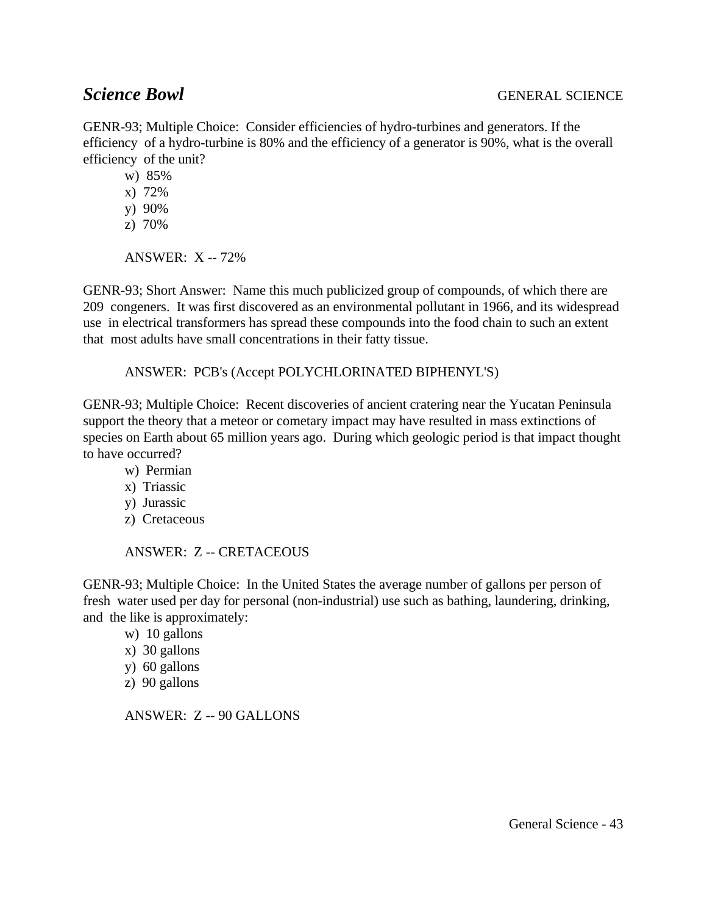## *Science Bowl* GENERAL SCIENCE

GENR-93; Multiple Choice: Consider efficiencies of hydro-turbines and generators. If the efficiency of a hydro-turbine is 80% and the efficiency of a generator is 90%, what is the overall efficiency of the unit?

w) 85%
x) 72%
y) 90%
z) 70%

ANSWER: X -- 72%

GENR-93; Short Answer: Name this much publicized group of compounds, of which there are 209 congeners. It was first discovered as an environmental pollutant in 1966, and its widespread use in electrical transformers has spread these compounds into the food chain to such an extent that most adults have small concentrations in their fatty tissue.

ANSWER: PCB's (Accept POLYCHLORINATED BIPHENYL'S)

GENR-93; Multiple Choice: Recent discoveries of ancient cratering near the Yucatan Peninsula support the theory that a meteor or cometary impact may have resulted in mass extinctions of species on Earth about 65 million years ago. During which geologic period is that impact thought to have occurred?

w) Permian
x) Triassic
y) Jurassic
z) Cretaceous

ANSWER: Z -- CRETACEOUS

GENR-93; Multiple Choice: In the United States the average number of gallons per person of fresh water used per day for personal (non-industrial) use such as bathing, laundering, drinking, and the like is approximately:

w) 10 gallons
x) 30 gallons
y) 60 gallons
z) 90 gallons

ANSWER: Z -- 90 GALLONS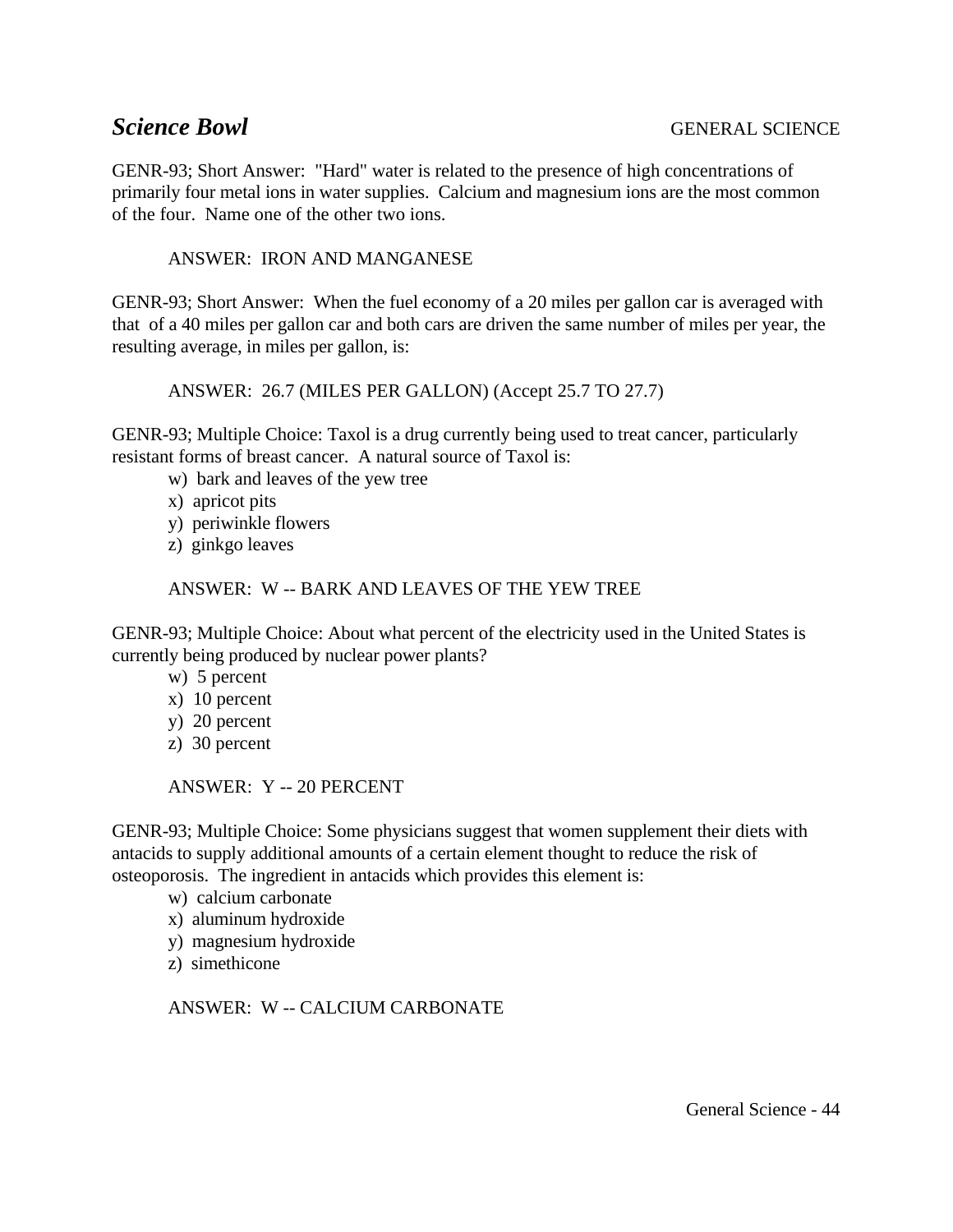# *Science Bowl*

GENERAL SCIENCE

GENR-93; Short Answer: "Hard" water is related to the presence of high concentrations of primarily four metal ions in water supplies. Calcium and magnesium ions are the most common of the four. Name one of the other two ions.

ANSWER: IRON AND MANGANESE

GENR-93; Short Answer: When the fuel economy of a 20 miles per gallon car is averaged with that of a 40 miles per gallon car and both cars are driven the same number of miles per year, the resulting average, in miles per gallon, is:

ANSWER: 26.7 (MILES PER GALLON) (Accept 25.7 TO 27.7)

GENR-93; Multiple Choice: Taxol is a drug currently being used to treat cancer, particularly resistant forms of breast cancer. A natural source of Taxol is:

w) bark and leaves of the yew tree
x) apricot pits
y) periwinkle flowers
z) ginkgo leaves

ANSWER: W -- BARK AND LEAVES OF THE YEW TREE

GENR-93; Multiple Choice: About what percent of the electricity used in the United States is currently being produced by nuclear power plants?

w) 5 percent
x) 10 percent
y) 20 percent
z) 30 percent

ANSWER: Y -- 20 PERCENT

GENR-93; Multiple Choice: Some physicians suggest that women supplement their diets with antacids to supply additional amounts of a certain element thought to reduce the risk of osteoporosis. The ingredient in antacids which provides this element is:

w) calcium carbonate
x) aluminum hydroxide
y) magnesium hydroxide
z) simethicone

ANSWER: W -- CALCIUM CARBONATE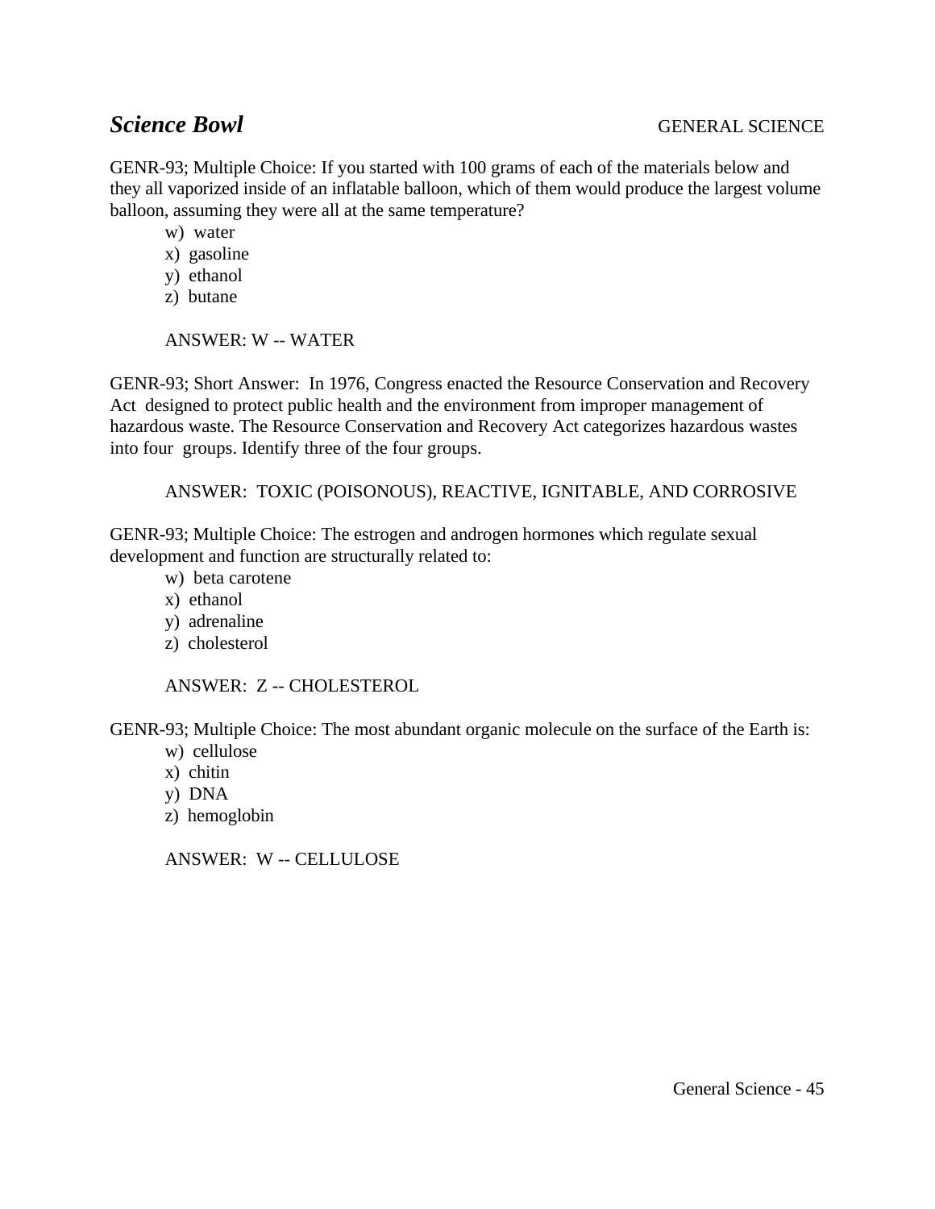## *Science Bowl* GENERAL SCIENCE

GENR-93; Multiple Choice: If you started with 100 grams of each of the materials below and they all vaporized inside of an inflatable balloon, which of them would produce the largest volume balloon, assuming they were all at the same temperature?

w) water
x) gasoline
y) ethanol
z) butane

ANSWER: W -- WATER

GENR-93; Short Answer: In 1976, Congress enacted the Resource Conservation and Recovery Act designed to protect public health and the environment from improper management of hazardous waste. The Resource Conservation and Recovery Act categorizes hazardous wastes into four groups. Identify three of the four groups.

ANSWER: TOXIC (POISONOUS), REACTIVE, IGNITABLE, AND CORROSIVE

GENR-93; Multiple Choice: The estrogen and androgen hormones which regulate sexual development and function are structurally related to:

w) beta carotene
x) ethanol
y) adrenaline
z) cholesterol

ANSWER: Z -- CHOLESTEROL

GENR-93; Multiple Choice: The most abundant organic molecule on the surface of the Earth is:

w) cellulose
x) chitin
y) DNA
z) hemoglobin

ANSWER: W -- CELLULOSE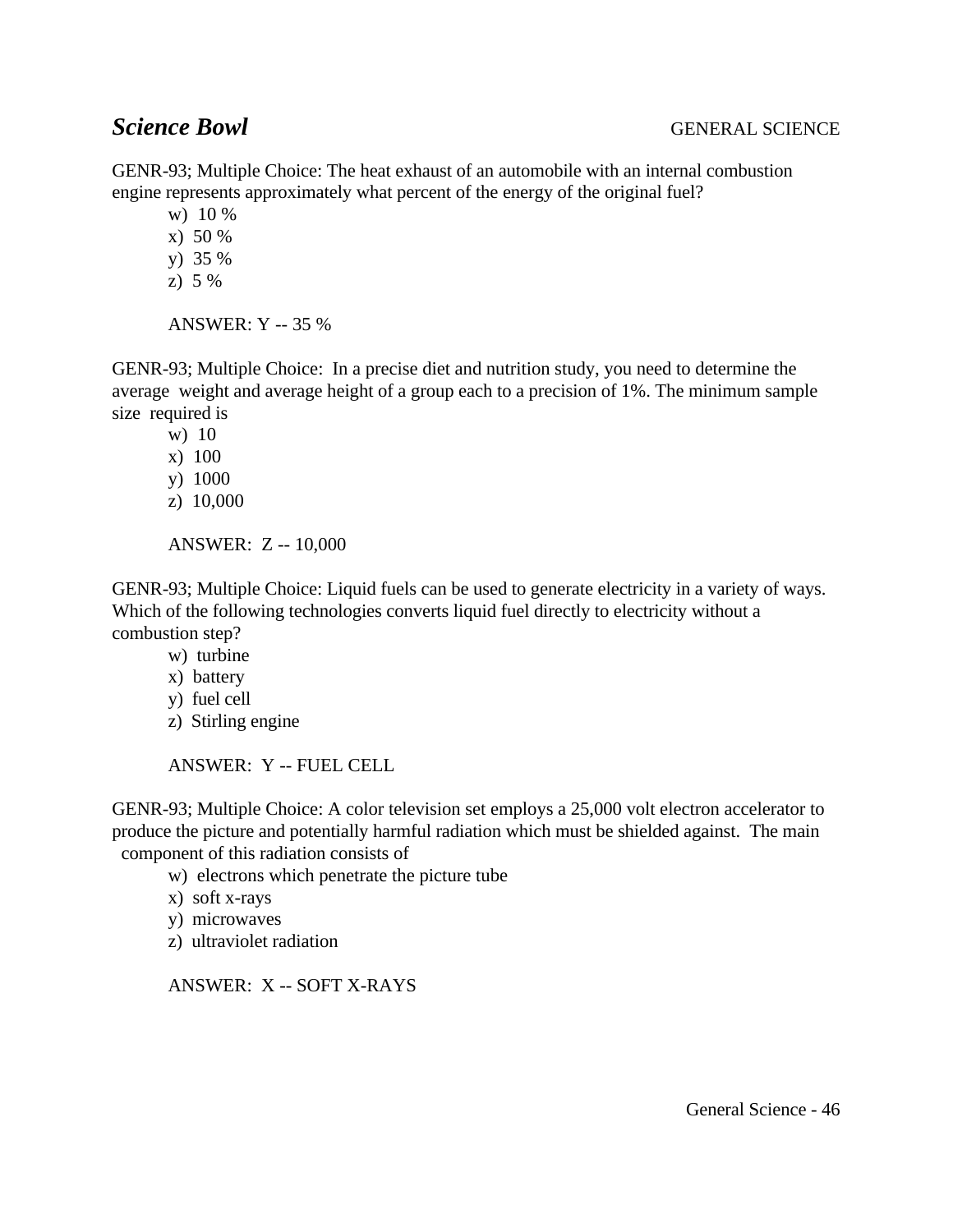## *Science Bowl* GENERAL SCIENCE

GENR-93; Multiple Choice: The heat exhaust of an automobile with an internal combustion engine represents approximately what percent of the energy of the original fuel?

w) 10 %
x) 50 %
y) 35 %
z) 5 %

ANSWER: Y -- 35 %

GENR-93; Multiple Choice: In a precise diet and nutrition study, you need to determine the average weight and average height of a group each to a precision of 1%. The minimum sample size required is

w) 10
x) 100
y) 1000
z) 10,000

ANSWER: Z -- 10,000

GENR-93; Multiple Choice: Liquid fuels can be used to generate electricity in a variety of ways. Which of the following technologies converts liquid fuel directly to electricity without a combustion step?

w) turbine
x) battery
y) fuel cell
z) Stirling engine

ANSWER: Y -- FUEL CELL

GENR-93; Multiple Choice: A color television set employs a 25,000 volt electron accelerator to produce the picture and potentially harmful radiation which must be shielded against. The main component of this radiation consists of

w) electrons which penetrate the picture tube
x) soft x-rays
y) microwaves
z) ultraviolet radiation

ANSWER: X -- SOFT X-RAYS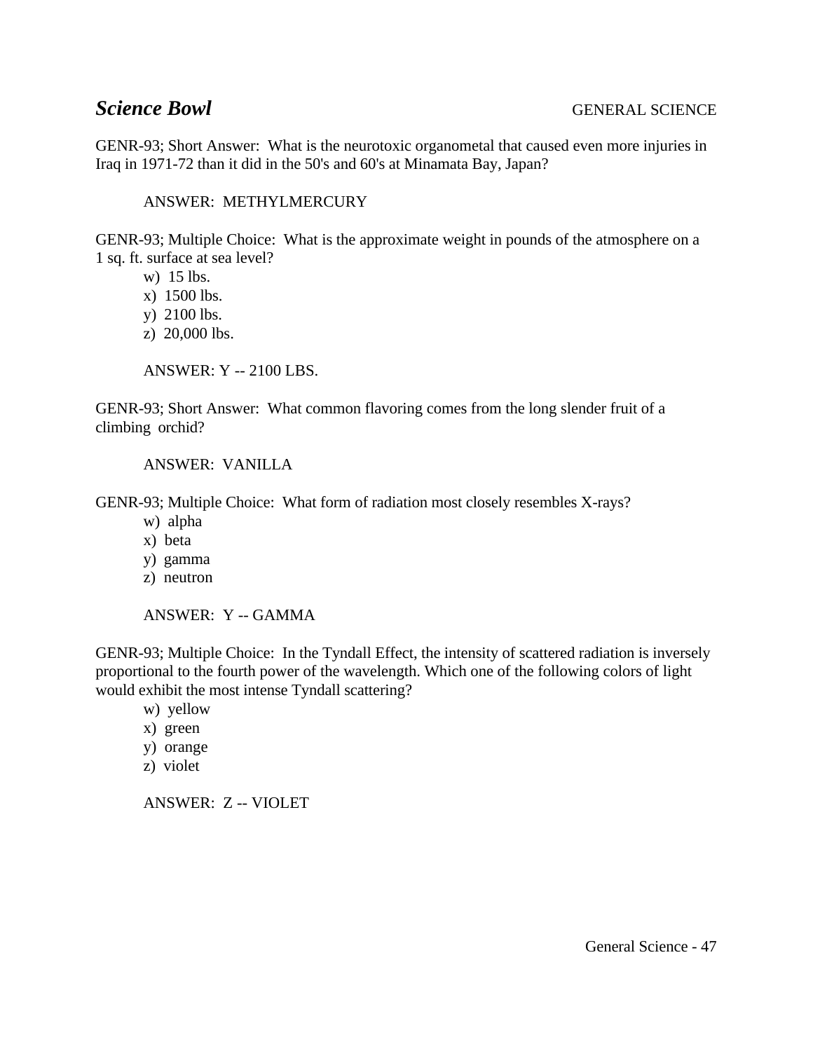## *Science Bowl* GENERAL SCIENCE

GENR-93; Short Answer: What is the neurotoxic organometal that caused even more injuries in Iraq in 1971-72 than it did in the 50's and 60's at Minamata Bay, Japan?

ANSWER: METHYLMERCURY

GENR-93; Multiple Choice: What is the approximate weight in pounds of the atmosphere on a 1 sq. ft. surface at sea level?

w) 15 lbs.
x) 1500 lbs.
y) 2100 lbs.
z) 20,000 lbs.

ANSWER: Y -- 2100 LBS.

GENR-93; Short Answer: What common flavoring comes from the long slender fruit of a climbing orchid?

ANSWER: VANILLA

GENR-93; Multiple Choice: What form of radiation most closely resembles X-rays?

w) alpha
x) beta
y) gamma
z) neutron

ANSWER: Y -- GAMMA

GENR-93; Multiple Choice: In the Tyndall Effect, the intensity of scattered radiation is inversely proportional to the fourth power of the wavelength. Which one of the following colors of light would exhibit the most intense Tyndall scattering?

w) yellow
x) green
y) orange
z) violet

ANSWER: Z -- VIOLET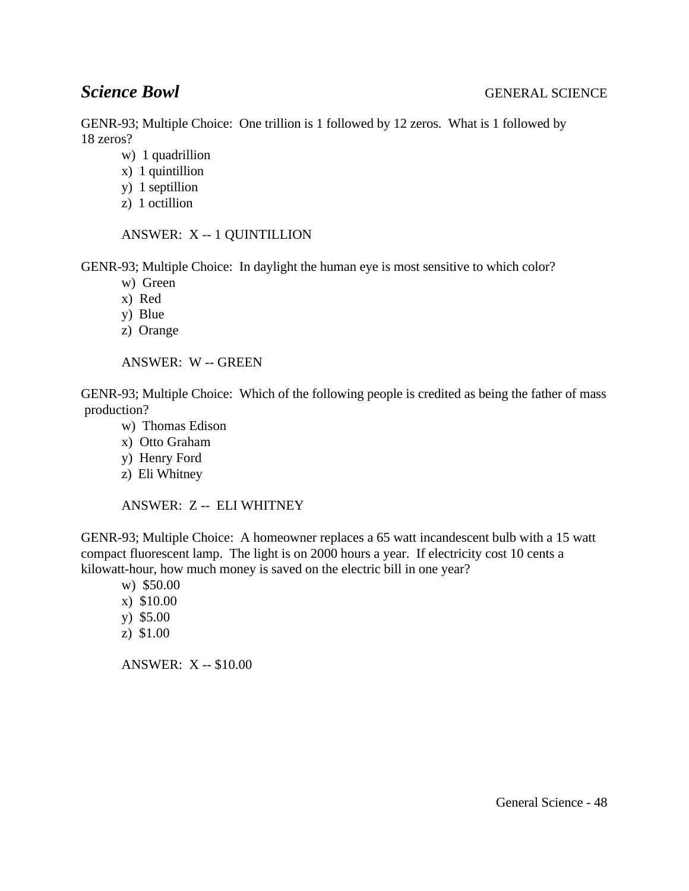***Science Bowl*** GENERAL SCIENCE

GENR-93; Multiple Choice: One trillion is 1 followed by 12 zeros. What is 1 followed by 18 zeros?

w) 1 quadrillion
x) 1 quintillion
y) 1 septillion
z) 1 octillion

ANSWER: X -- 1 QUINTILLION

GENR-93; Multiple Choice: In daylight the human eye is most sensitive to which color?

w) Green
x) Red
y) Blue
z) Orange

ANSWER: W -- GREEN

GENR-93; Multiple Choice: Which of the following people is credited as being the father of mass production?

w) Thomas Edison
x) Otto Graham
y) Henry Ford
z) Eli Whitney

ANSWER: Z -- ELI WHITNEY

GENR-93; Multiple Choice: A homeowner replaces a 65 watt incandescent bulb with a 15 watt compact fluorescent lamp. The light is on 2000 hours a year. If electricity cost 10 cents a kilowatt-hour, how much money is saved on the electric bill in one year?

w) $50.00
x) $10.00
y) $5.00
z) $1.00

ANSWER: X -- $10.00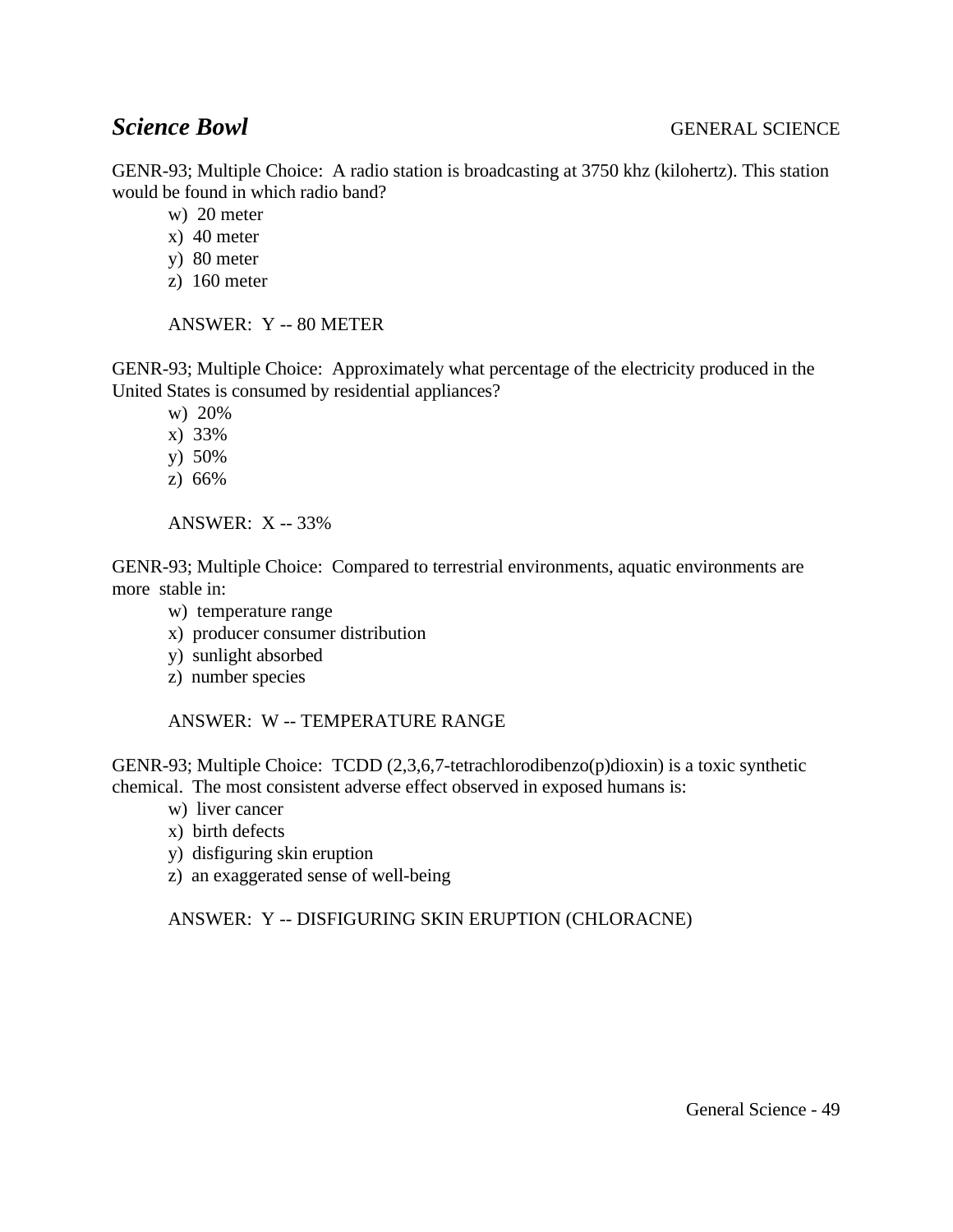GENR-93; Multiple Choice: A radio station is broadcasting at 3750 khz (kilohertz). This station would be found in which radio band?

w) 20 meter
x) 40 meter
y) 80 meter
z) 160 meter

ANSWER: Y -- 80 METER

GENR-93; Multiple Choice: Approximately what percentage of the electricity produced in the United States is consumed by residential appliances?

w) 20%
x) 33%
y) 50%
z) 66%

ANSWER: X -- 33%

GENR-93; Multiple Choice: Compared to terrestrial environments, aquatic environments are more stable in:

w) temperature range
x) producer consumer distribution
y) sunlight absorbed
z) number species

ANSWER: W -- TEMPERATURE RANGE

GENR-93; Multiple Choice: TCDD (2,3,6,7-tetrachlorodibenzo(p)dioxin) is a toxic synthetic chemical. The most consistent adverse effect observed in exposed humans is:

w) liver cancer
x) birth defects
y) disfiguring skin eruption
z) an exaggerated sense of well-being

ANSWER: Y -- DISFIGURING SKIN ERUPTION (CHLORACNE)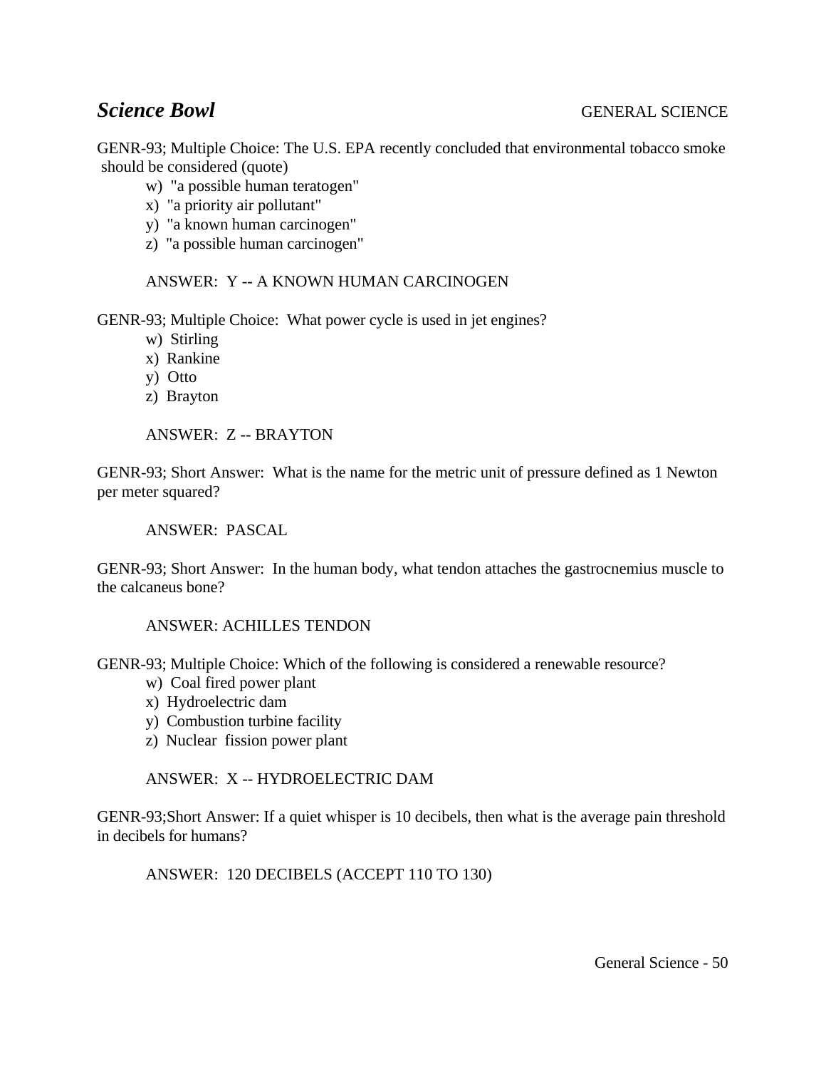## *Science Bowl* GENERAL SCIENCE

GENR-93; Multiple Choice: The U.S. EPA recently concluded that environmental tobacco smoke should be considered (quote)

w) "a possible human teratogen"
x) "a priority air pollutant"
y) "a known human carcinogen"
z) "a possible human carcinogen"

ANSWER: Y -- A KNOWN HUMAN CARCINOGEN

GENR-93; Multiple Choice: What power cycle is used in jet engines?

w) Stirling
x) Rankine
y) Otto
z) Brayton

ANSWER: Z -- BRAYTON

GENR-93; Short Answer: What is the name for the metric unit of pressure defined as 1 Newton per meter squared?

ANSWER: PASCAL

GENR-93; Short Answer: In the human body, what tendon attaches the gastrocnemius muscle to the calcaneus bone?

ANSWER: ACHILLES TENDON

GENR-93; Multiple Choice: Which of the following is considered a renewable resource?

w) Coal fired power plant
x) Hydroelectric dam
y) Combustion turbine facility
z) Nuclear fission power plant

ANSWER: X -- HYDROELECTRIC DAM

GENR-93;Short Answer: If a quiet whisper is 10 decibels, then what is the average pain threshold in decibels for humans?

ANSWER: 120 DECIBELS (ACCEPT 110 TO 130)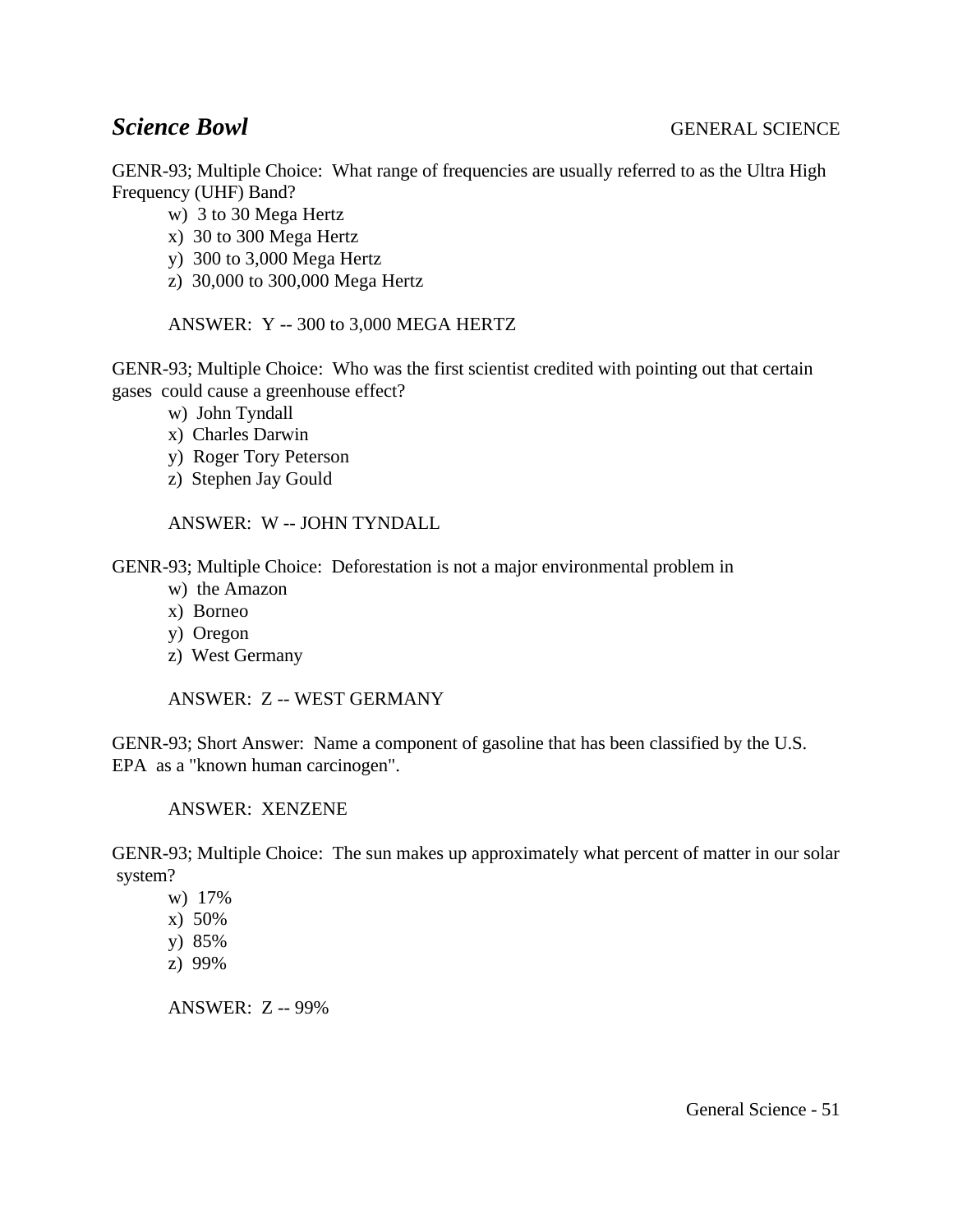# *Science Bowl* GENERAL SCIENCE

GENR-93; Multiple Choice: What range of frequencies are usually referred to as the Ultra High Frequency (UHF) Band?

w) 3 to 30 Mega Hertz
x) 30 to 300 Mega Hertz
y) 300 to 3,000 Mega Hertz
z) 30,000 to 300,000 Mega Hertz

ANSWER: Y -- 300 to 3,000 MEGA HERTZ

GENR-93; Multiple Choice: Who was the first scientist credited with pointing out that certain gases could cause a greenhouse effect?

w) John Tyndall
x) Charles Darwin
y) Roger Tory Peterson
z) Stephen Jay Gould

ANSWER: W -- JOHN TYNDALL

GENR-93; Multiple Choice: Deforestation is not a major environmental problem in

w) the Amazon
x) Borneo
y) Oregon
z) West Germany

ANSWER: Z -- WEST GERMANY

GENR-93; Short Answer: Name a component of gasoline that has been classified by the U.S. EPA as a "known human carcinogen".

ANSWER: XENZENE

GENR-93; Multiple Choice: The sun makes up approximately what percent of matter in our solar system?

w) 17%
x) 50%
y) 85%
z) 99%

ANSWER: Z -- 99%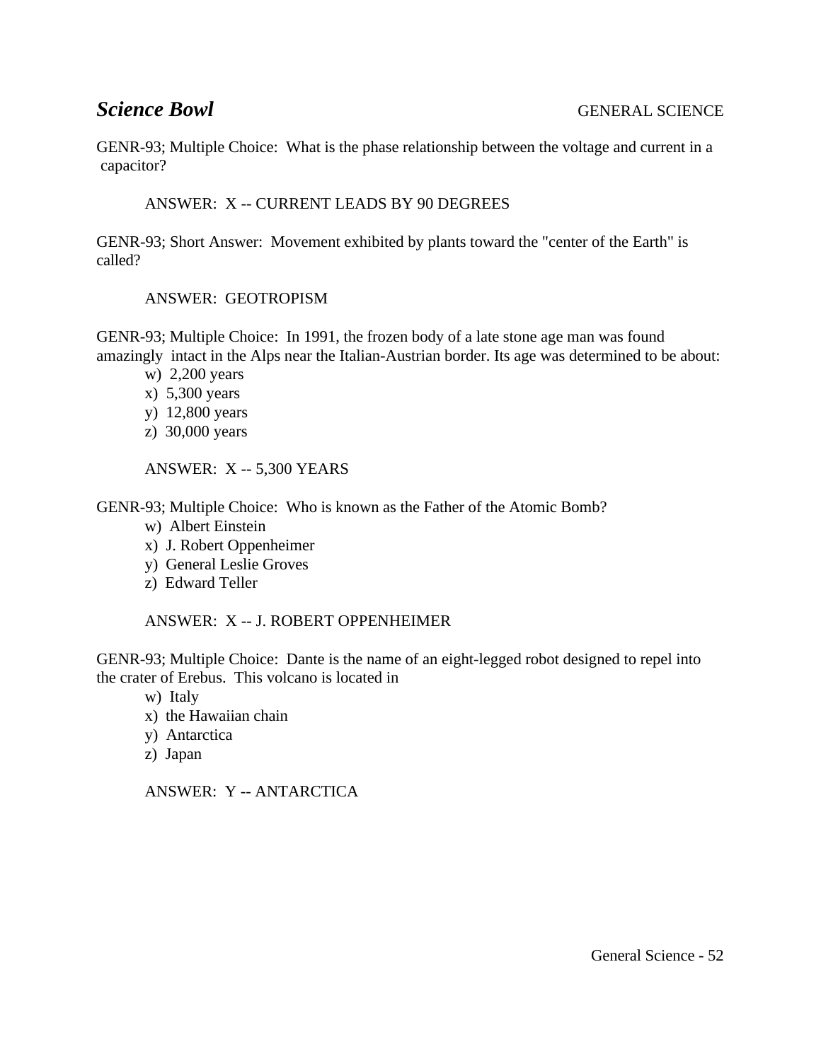## *Science Bowl*

GENERAL SCIENCE

GENR-93; Multiple Choice: What is the phase relationship between the voltage and current in a capacitor?

ANSWER: X -- CURRENT LEADS BY 90 DEGREES

GENR-93; Short Answer: Movement exhibited by plants toward the "center of the Earth" is called?

ANSWER: GEOTROPISM

GENR-93; Multiple Choice: In 1991, the frozen body of a late stone age man was found amazingly intact in the Alps near the Italian-Austrian border. Its age was determined to be about:

w) 2,200 years
x) 5,300 years
y) 12,800 years
z) 30,000 years

ANSWER: X -- 5,300 YEARS

GENR-93; Multiple Choice: Who is known as the Father of the Atomic Bomb?

w) Albert Einstein
x) J. Robert Oppenheimer
y) General Leslie Groves
z) Edward Teller

ANSWER: X -- J. ROBERT OPPENHEIMER

GENR-93; Multiple Choice: Dante is the name of an eight-legged robot designed to repel into the crater of Erebus. This volcano is located in

w) Italy
x) the Hawaiian chain
y) Antarctica
z) Japan

ANSWER: Y -- ANTARCTICA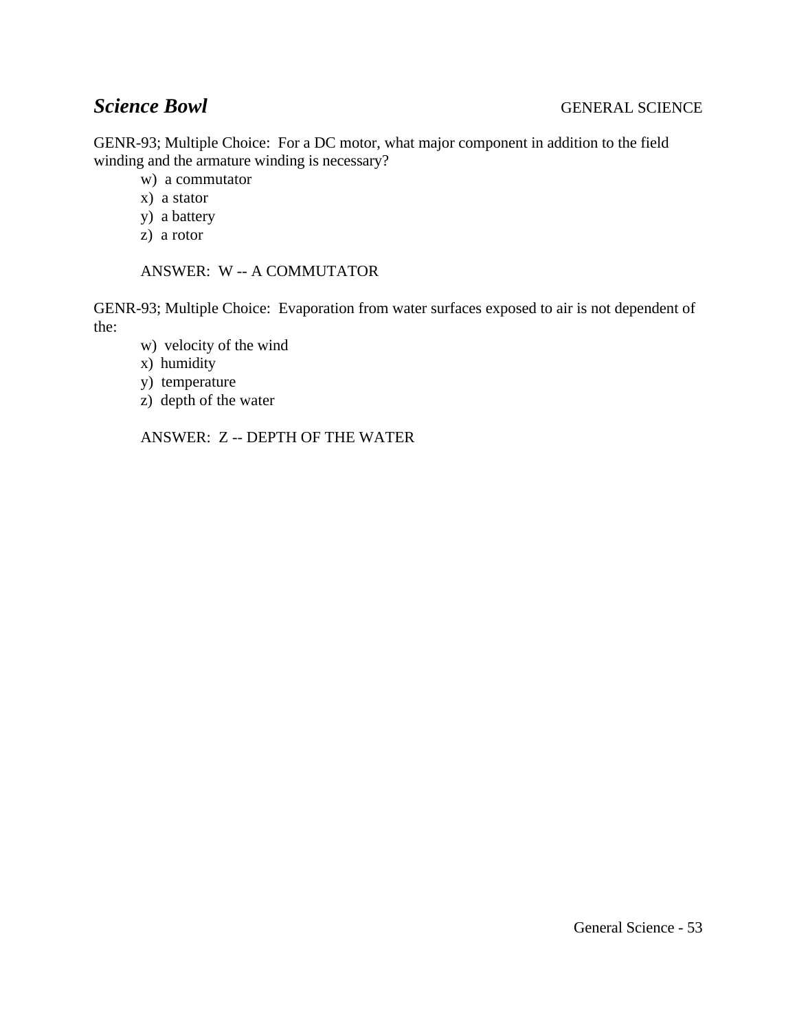GENR-93; Multiple Choice:  For a DC motor, what major component in addition to the field winding and the armature winding is necessary?

w)  a commutator
x)  a stator
y)  a battery
z)  a rotor

ANSWER:  W -- A COMMUTATOR

GENR-93; Multiple Choice:  Evaporation from water surfaces exposed to air is not dependent of the:

w)  velocity of the wind
x)  humidity
y)  temperature
z)  depth of the water

ANSWER:  Z -- DEPTH OF THE WATER